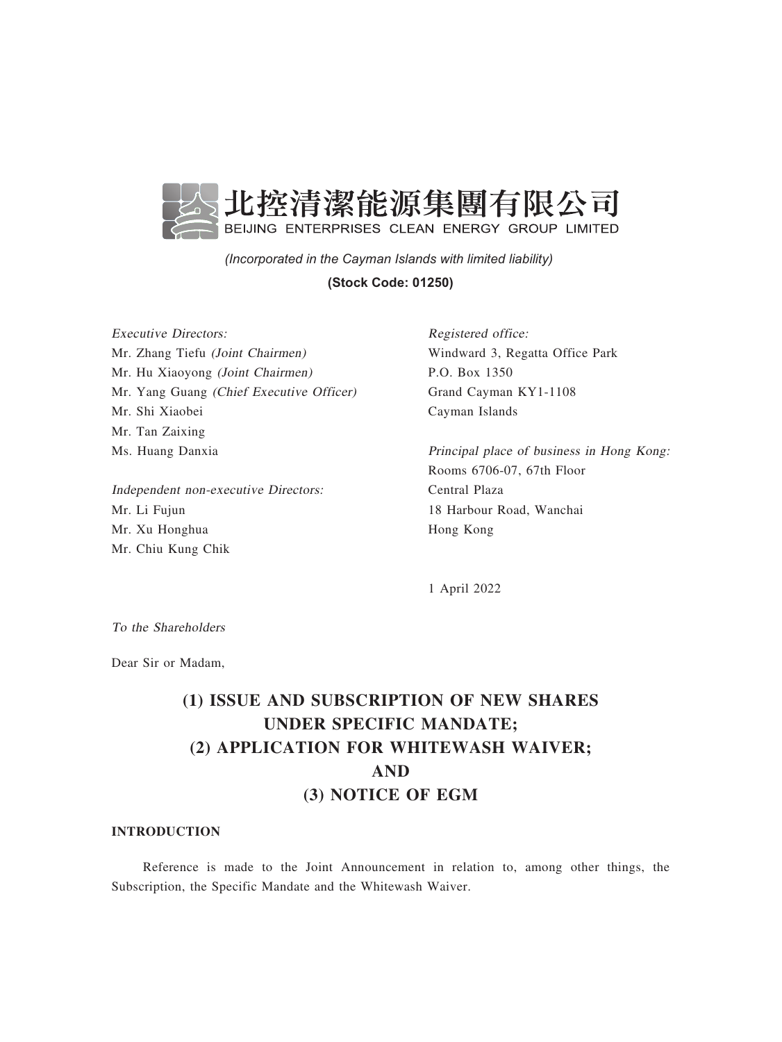北控清潔能源集團有限公司
BEIJING ENTERPRISES CLEAN ENERGY GROUP LIMITED

*(Incorporated in the Cayman Islands with limited liability)*

**(Stock Code: 01250)**

*Executive Directors:*
Mr. Zhang Tiefu *(Joint Chairmen)*
Mr. Hu Xiaoyong *(Joint Chairmen)*
Mr. Yang Guang *(Chief Executive Officer)*
Mr. Shi Xiaobei
Mr. Tan Zaixing
Ms. Huang Danxia

*Independent non-executive Directors:*
Mr. Li Fujun
Mr. Xu Honghua
Mr. Chiu Kung Chik

*Registered office:*
Windward 3, Regatta Office Park
P.O. Box 1350
Grand Cayman KY1-1108
Cayman Islands

*Principal place of business in Hong Kong:*
Rooms 6706-07, 67th Floor
Central Plaza
18 Harbour Road, Wanchai
Hong Kong

1 April 2022

*To the Shareholders*

Dear Sir or Madam,

# (1) ISSUE AND SUBSCRIPTION OF NEW SHARES UNDER SPECIFIC MANDATE; (2) APPLICATION FOR WHITEWASH WAIVER; AND (3) NOTICE OF EGM

## INTRODUCTION

Reference is made to the Joint Announcement in relation to, among other things, the Subscription, the Specific Mandate and the Whitewash Waiver.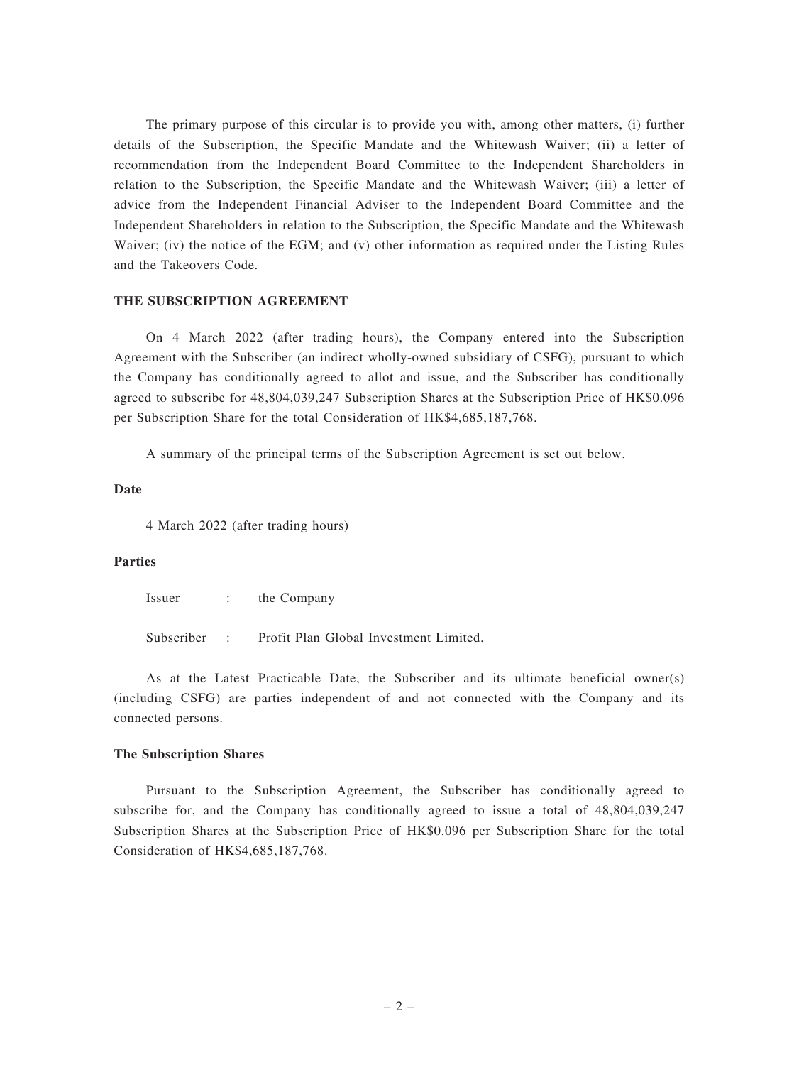The primary purpose of this circular is to provide you with, among other matters, (i) further details of the Subscription, the Specific Mandate and the Whitewash Waiver; (ii) a letter of recommendation from the Independent Board Committee to the Independent Shareholders in relation to the Subscription, the Specific Mandate and the Whitewash Waiver; (iii) a letter of advice from the Independent Financial Adviser to the Independent Board Committee and the Independent Shareholders in relation to the Subscription, the Specific Mandate and the Whitewash Waiver; (iv) the notice of the EGM; and (v) other information as required under the Listing Rules and the Takeovers Code.

**THE SUBSCRIPTION AGREEMENT**

On 4 March 2022 (after trading hours), the Company entered into the Subscription Agreement with the Subscriber (an indirect wholly-owned subsidiary of CSFG), pursuant to which the Company has conditionally agreed to allot and issue, and the Subscriber has conditionally agreed to subscribe for 48,804,039,247 Subscription Shares at the Subscription Price of HK$0.096 per Subscription Share for the total Consideration of HK$4,685,187,768.

A summary of the principal terms of the Subscription Agreement is set out below.

**Date**

4 March 2022 (after trading hours)

**Parties**

| | | |
|---|---|---|
| Issuer | : | the Company |
| Subscriber | : | Profit Plan Global Investment Limited. |

As at the Latest Practicable Date, the Subscriber and its ultimate beneficial owner(s) (including CSFG) are parties independent of and not connected with the Company and its connected persons.

**The Subscription Shares**

Pursuant to the Subscription Agreement, the Subscriber has conditionally agreed to subscribe for, and the Company has conditionally agreed to issue a total of 48,804,039,247 Subscription Shares at the Subscription Price of HK$0.096 per Subscription Share for the total Consideration of HK$4,685,187,768.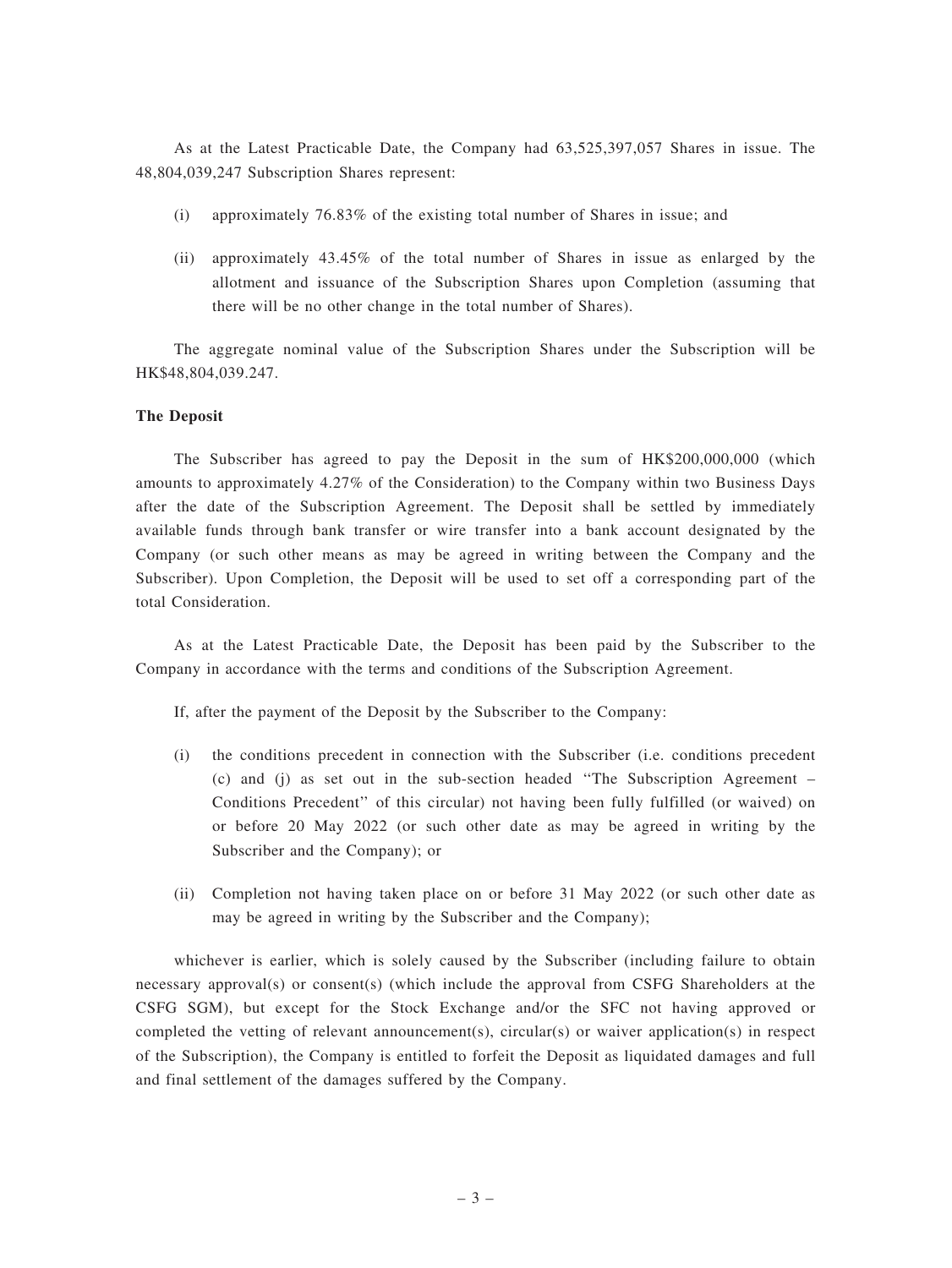As at the Latest Practicable Date, the Company had 63,525,397,057 Shares in issue. The 48,804,039,247 Subscription Shares represent:

(i) approximately 76.83% of the existing total number of Shares in issue; and

(ii) approximately 43.45% of the total number of Shares in issue as enlarged by the allotment and issuance of the Subscription Shares upon Completion (assuming that there will be no other change in the total number of Shares).

The aggregate nominal value of the Subscription Shares under the Subscription will be HK$48,804,039.247.

**The Deposit**

The Subscriber has agreed to pay the Deposit in the sum of HK$200,000,000 (which amounts to approximately 4.27% of the Consideration) to the Company within two Business Days after the date of the Subscription Agreement. The Deposit shall be settled by immediately available funds through bank transfer or wire transfer into a bank account designated by the Company (or such other means as may be agreed in writing between the Company and the Subscriber). Upon Completion, the Deposit will be used to set off a corresponding part of the total Consideration.

As at the Latest Practicable Date, the Deposit has been paid by the Subscriber to the Company in accordance with the terms and conditions of the Subscription Agreement.

If, after the payment of the Deposit by the Subscriber to the Company:

(i) the conditions precedent in connection with the Subscriber (i.e. conditions precedent (c) and (j) as set out in the sub-section headed "The Subscription Agreement – Conditions Precedent" of this circular) not having been fully fulfilled (or waived) on or before 20 May 2022 (or such other date as may be agreed in writing by the Subscriber and the Company); or

(ii) Completion not having taken place on or before 31 May 2022 (or such other date as may be agreed in writing by the Subscriber and the Company);

whichever is earlier, which is solely caused by the Subscriber (including failure to obtain necessary approval(s) or consent(s) (which include the approval from CSFG Shareholders at the CSFG SGM), but except for the Stock Exchange and/or the SFC not having approved or completed the vetting of relevant announcement(s), circular(s) or waiver application(s) in respect of the Subscription), the Company is entitled to forfeit the Deposit as liquidated damages and full and final settlement of the damages suffered by the Company.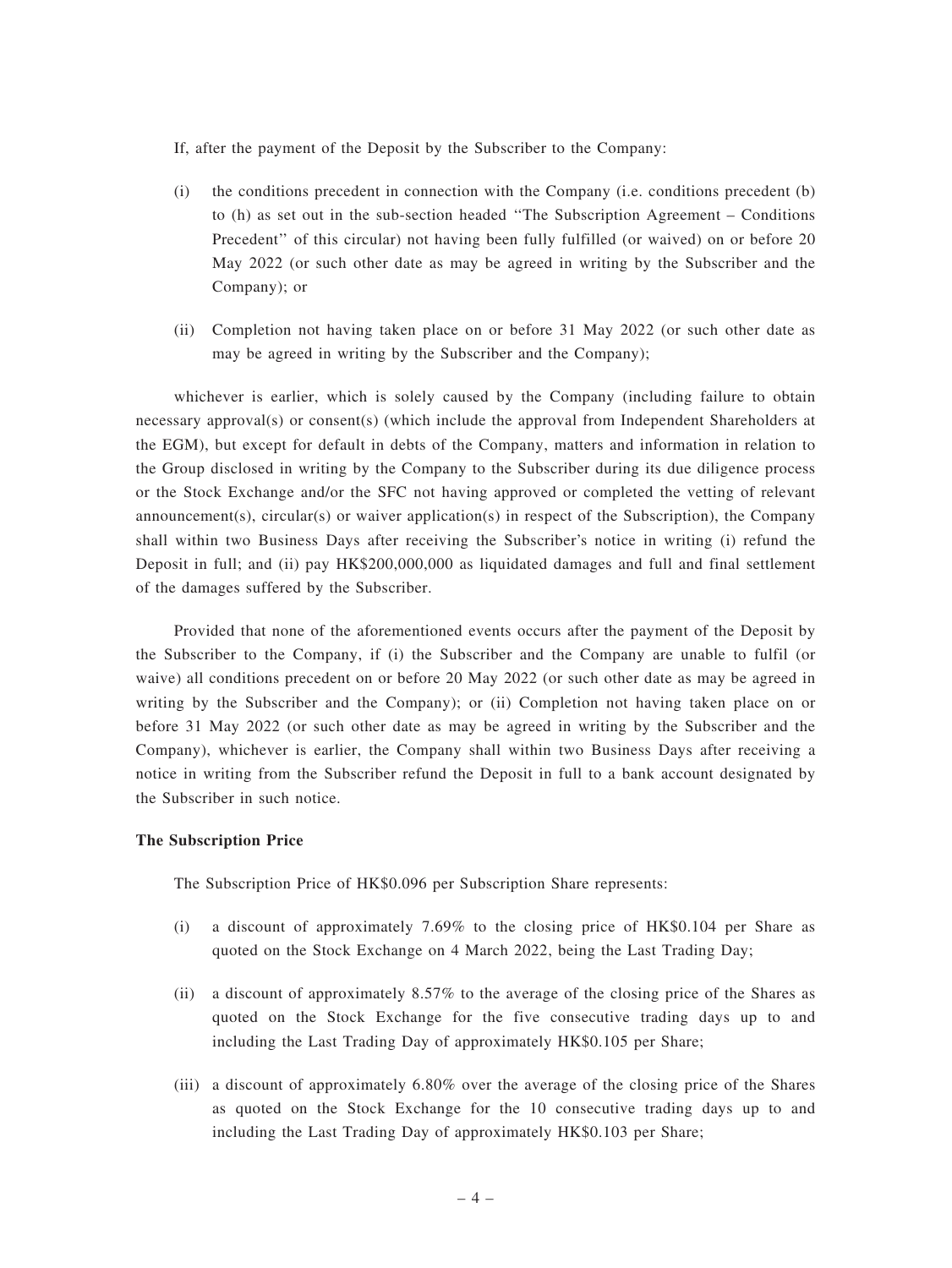If, after the payment of the Deposit by the Subscriber to the Company:

(i) the conditions precedent in connection with the Company (i.e. conditions precedent (b) to (h) as set out in the sub-section headed "The Subscription Agreement – Conditions Precedent" of this circular) not having been fully fulfilled (or waived) on or before 20 May 2022 (or such other date as may be agreed in writing by the Subscriber and the Company); or

(ii) Completion not having taken place on or before 31 May 2022 (or such other date as may be agreed in writing by the Subscriber and the Company);

whichever is earlier, which is solely caused by the Company (including failure to obtain necessary approval(s) or consent(s) (which include the approval from Independent Shareholders at the EGM), but except for default in debts of the Company, matters and information in relation to the Group disclosed in writing by the Company to the Subscriber during its due diligence process or the Stock Exchange and/or the SFC not having approved or completed the vetting of relevant announcement(s), circular(s) or waiver application(s) in respect of the Subscription), the Company shall within two Business Days after receiving the Subscriber's notice in writing (i) refund the Deposit in full; and (ii) pay HK$200,000,000 as liquidated damages and full and final settlement of the damages suffered by the Subscriber.

Provided that none of the aforementioned events occurs after the payment of the Deposit by the Subscriber to the Company, if (i) the Subscriber and the Company are unable to fulfil (or waive) all conditions precedent on or before 20 May 2022 (or such other date as may be agreed in writing by the Subscriber and the Company); or (ii) Completion not having taken place on or before 31 May 2022 (or such other date as may be agreed in writing by the Subscriber and the Company), whichever is earlier, the Company shall within two Business Days after receiving a notice in writing from the Subscriber refund the Deposit in full to a bank account designated by the Subscriber in such notice.

**The Subscription Price**

The Subscription Price of HK$0.096 per Subscription Share represents:

(i) a discount of approximately 7.69% to the closing price of HK$0.104 per Share as quoted on the Stock Exchange on 4 March 2022, being the Last Trading Day;

(ii) a discount of approximately 8.57% to the average of the closing price of the Shares as quoted on the Stock Exchange for the five consecutive trading days up to and including the Last Trading Day of approximately HK$0.105 per Share;

(iii) a discount of approximately 6.80% over the average of the closing price of the Shares as quoted on the Stock Exchange for the 10 consecutive trading days up to and including the Last Trading Day of approximately HK$0.103 per Share;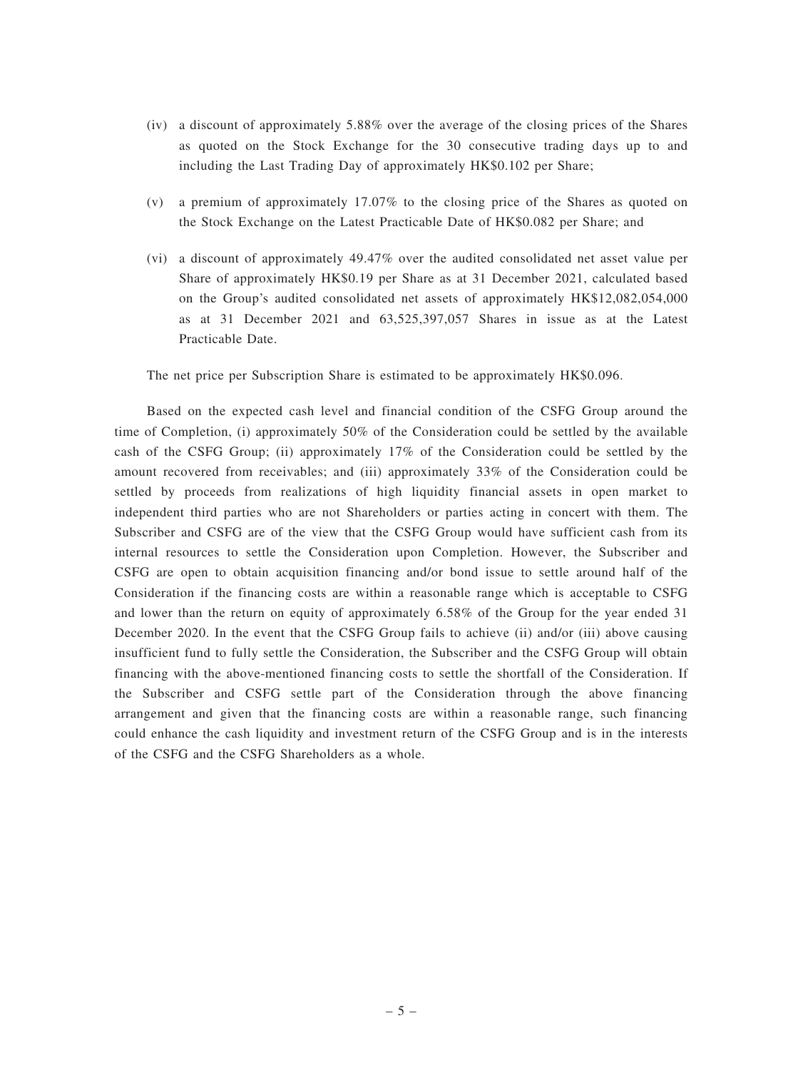(iv) a discount of approximately 5.88% over the average of the closing prices of the Shares as quoted on the Stock Exchange for the 30 consecutive trading days up to and including the Last Trading Day of approximately HK$0.102 per Share;

(v) a premium of approximately 17.07% to the closing price of the Shares as quoted on the Stock Exchange on the Latest Practicable Date of HK$0.082 per Share; and

(vi) a discount of approximately 49.47% over the audited consolidated net asset value per Share of approximately HK$0.19 per Share as at 31 December 2021, calculated based on the Group's audited consolidated net assets of approximately HK$12,082,054,000 as at 31 December 2021 and 63,525,397,057 Shares in issue as at the Latest Practicable Date.

The net price per Subscription Share is estimated to be approximately HK$0.096.

Based on the expected cash level and financial condition of the CSFG Group around the time of Completion, (i) approximately 50% of the Consideration could be settled by the available cash of the CSFG Group; (ii) approximately 17% of the Consideration could be settled by the amount recovered from receivables; and (iii) approximately 33% of the Consideration could be settled by proceeds from realizations of high liquidity financial assets in open market to independent third parties who are not Shareholders or parties acting in concert with them. The Subscriber and CSFG are of the view that the CSFG Group would have sufficient cash from its internal resources to settle the Consideration upon Completion. However, the Subscriber and CSFG are open to obtain acquisition financing and/or bond issue to settle around half of the Consideration if the financing costs are within a reasonable range which is acceptable to CSFG and lower than the return on equity of approximately 6.58% of the Group for the year ended 31 December 2020. In the event that the CSFG Group fails to achieve (ii) and/or (iii) above causing insufficient fund to fully settle the Consideration, the Subscriber and the CSFG Group will obtain financing with the above-mentioned financing costs to settle the shortfall of the Consideration. If the Subscriber and CSFG settle part of the Consideration through the above financing arrangement and given that the financing costs are within a reasonable range, such financing could enhance the cash liquidity and investment return of the CSFG Group and is in the interests of the CSFG and the CSFG Shareholders as a whole.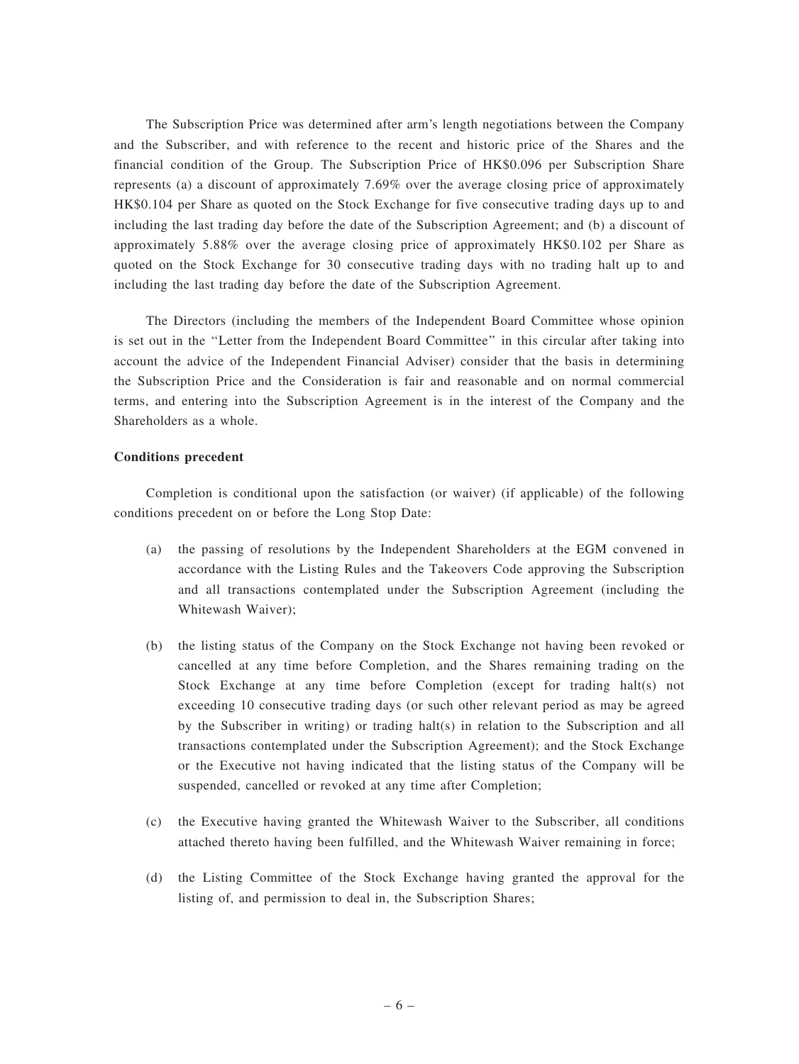The Subscription Price was determined after arm's length negotiations between the Company and the Subscriber, and with reference to the recent and historic price of the Shares and the financial condition of the Group. The Subscription Price of HK$0.096 per Subscription Share represents (a) a discount of approximately 7.69% over the average closing price of approximately HK$0.104 per Share as quoted on the Stock Exchange for five consecutive trading days up to and including the last trading day before the date of the Subscription Agreement; and (b) a discount of approximately 5.88% over the average closing price of approximately HK$0.102 per Share as quoted on the Stock Exchange for 30 consecutive trading days with no trading halt up to and including the last trading day before the date of the Subscription Agreement.

The Directors (including the members of the Independent Board Committee whose opinion is set out in the "Letter from the Independent Board Committee" in this circular after taking into account the advice of the Independent Financial Adviser) consider that the basis in determining the Subscription Price and the Consideration is fair and reasonable and on normal commercial terms, and entering into the Subscription Agreement is in the interest of the Company and the Shareholders as a whole.

**Conditions precedent**

Completion is conditional upon the satisfaction (or waiver) (if applicable) of the following conditions precedent on or before the Long Stop Date:

(a) the passing of resolutions by the Independent Shareholders at the EGM convened in accordance with the Listing Rules and the Takeovers Code approving the Subscription and all transactions contemplated under the Subscription Agreement (including the Whitewash Waiver);

(b) the listing status of the Company on the Stock Exchange not having been revoked or cancelled at any time before Completion, and the Shares remaining trading on the Stock Exchange at any time before Completion (except for trading halt(s) not exceeding 10 consecutive trading days (or such other relevant period as may be agreed by the Subscriber in writing) or trading halt(s) in relation to the Subscription and all transactions contemplated under the Subscription Agreement); and the Stock Exchange or the Executive not having indicated that the listing status of the Company will be suspended, cancelled or revoked at any time after Completion;

(c) the Executive having granted the Whitewash Waiver to the Subscriber, all conditions attached thereto having been fulfilled, and the Whitewash Waiver remaining in force;

(d) the Listing Committee of the Stock Exchange having granted the approval for the listing of, and permission to deal in, the Subscription Shares;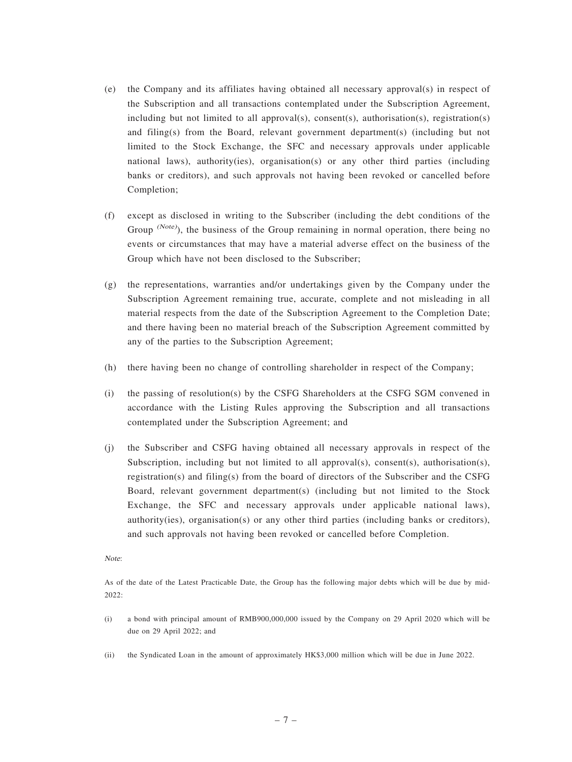(e) the Company and its affiliates having obtained all necessary approval(s) in respect of the Subscription and all transactions contemplated under the Subscription Agreement, including but not limited to all approval(s), consent(s), authorisation(s), registration(s) and filing(s) from the Board, relevant government department(s) (including but not limited to the Stock Exchange, the SFC and necessary approvals under applicable national laws), authority(ies), organisation(s) or any other third parties (including banks or creditors), and such approvals not having been revoked or cancelled before Completion;

(f) except as disclosed in writing to the Subscriber (including the debt conditions of the Group [(Note)]), the business of the Group remaining in normal operation, there being no events or circumstances that may have a material adverse effect on the business of the Group which have not been disclosed to the Subscriber;

(g) the representations, warranties and/or undertakings given by the Company under the Subscription Agreement remaining true, accurate, complete and not misleading in all material respects from the date of the Subscription Agreement to the Completion Date; and there having been no material breach of the Subscription Agreement committed by any of the parties to the Subscription Agreement;

(h) there having been no change of controlling shareholder in respect of the Company;

(i) the passing of resolution(s) by the CSFG Shareholders at the CSFG SGM convened in accordance with the Listing Rules approving the Subscription and all transactions contemplated under the Subscription Agreement; and

(j) the Subscriber and CSFG having obtained all necessary approvals in respect of the Subscription, including but not limited to all approval(s), consent(s), authorisation(s), registration(s) and filing(s) from the board of directors of the Subscriber and the CSFG Board, relevant government department(s) (including but not limited to the Stock Exchange, the SFC and necessary approvals under applicable national laws), authority(ies), organisation(s) or any other third parties (including banks or creditors), and such approvals not having been revoked or cancelled before Completion.

*Note*:

As of the date of the Latest Practicable Date, the Group has the following major debts which will be due by mid-2022:

(i) a bond with principal amount of RMB900,000,000 issued by the Company on 29 April 2020 which will be due on 29 April 2022; and

(ii) the Syndicated Loan in the amount of approximately HK$3,000 million which will be due in June 2022.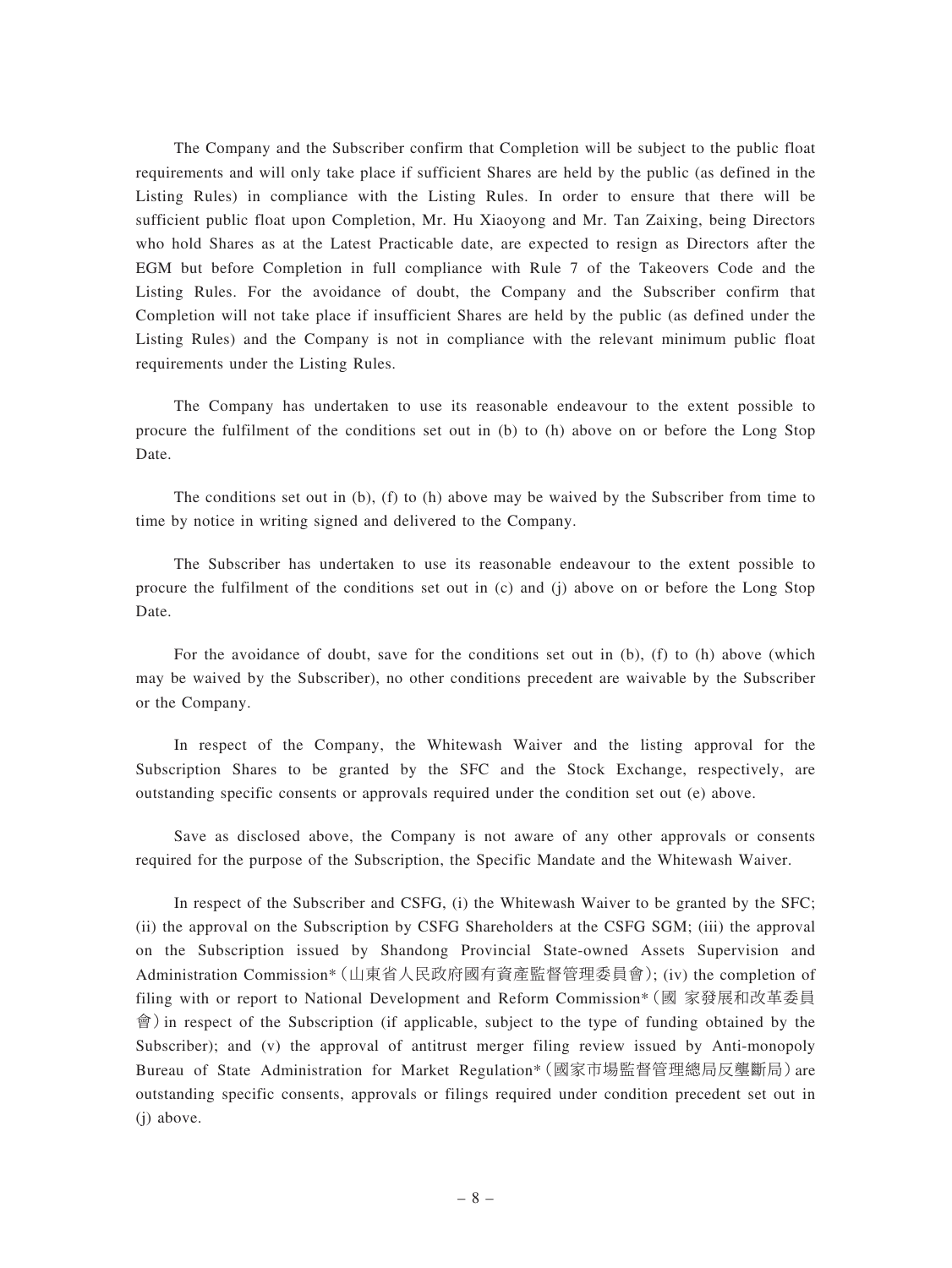The Company and the Subscriber confirm that Completion will be subject to the public float requirements and will only take place if sufficient Shares are held by the public (as defined in the Listing Rules) in compliance with the Listing Rules. In order to ensure that there will be sufficient public float upon Completion, Mr. Hu Xiaoyong and Mr. Tan Zaixing, being Directors who hold Shares as at the Latest Practicable date, are expected to resign as Directors after the EGM but before Completion in full compliance with Rule 7 of the Takeovers Code and the Listing Rules. For the avoidance of doubt, the Company and the Subscriber confirm that Completion will not take place if insufficient Shares are held by the public (as defined under the Listing Rules) and the Company is not in compliance with the relevant minimum public float requirements under the Listing Rules.

The Company has undertaken to use its reasonable endeavour to the extent possible to procure the fulfilment of the conditions set out in (b) to (h) above on or before the Long Stop Date.

The conditions set out in (b), (f) to (h) above may be waived by the Subscriber from time to time by notice in writing signed and delivered to the Company.

The Subscriber has undertaken to use its reasonable endeavour to the extent possible to procure the fulfilment of the conditions set out in (c) and (j) above on or before the Long Stop Date.

For the avoidance of doubt, save for the conditions set out in (b), (f) to (h) above (which may be waived by the Subscriber), no other conditions precedent are waivable by the Subscriber or the Company.

In respect of the Company, the Whitewash Waiver and the listing approval for the Subscription Shares to be granted by the SFC and the Stock Exchange, respectively, are outstanding specific consents or approvals required under the condition set out (e) above.

Save as disclosed above, the Company is not aware of any other approvals or consents required for the purpose of the Subscription, the Specific Mandate and the Whitewash Waiver.

In respect of the Subscriber and CSFG, (i) the Whitewash Waiver to be granted by the SFC; (ii) the approval on the Subscription by CSFG Shareholders at the CSFG SGM; (iii) the approval on the Subscription issued by Shandong Provincial State-owned Assets Supervision and Administration Commission*（山東省人民政府國有資產監督管理委員會）; (iv) the completion of filing with or report to National Development and Reform Commission*（國 家發展和改革委員會）in respect of the Subscription (if applicable, subject to the type of funding obtained by the Subscriber); and (v) the approval of antitrust merger filing review issued by Anti-monopoly Bureau of State Administration for Market Regulation*（國家市場監督管理總局反壟斷局）are outstanding specific consents, approvals or filings required under condition precedent set out in (j) above.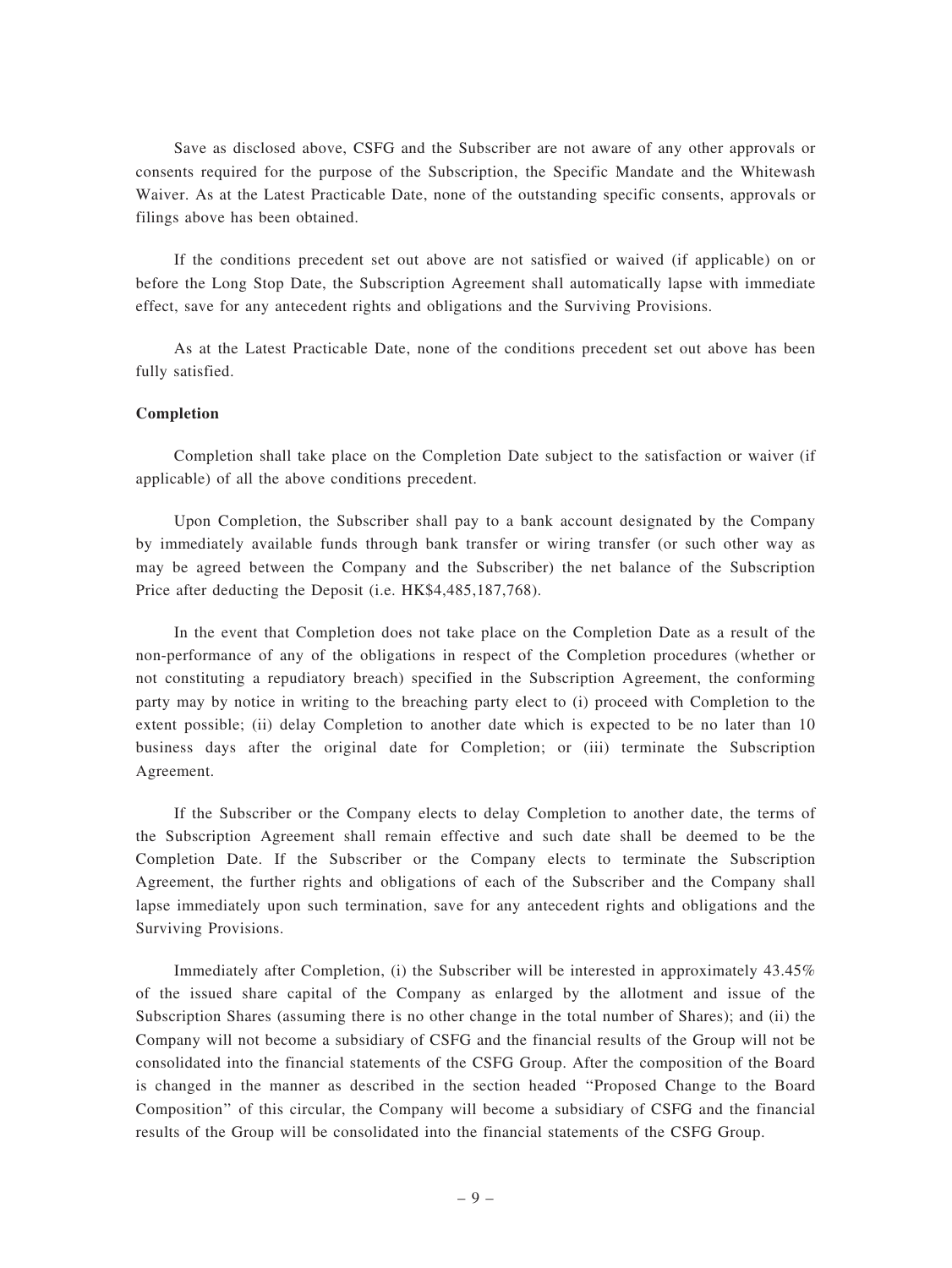Save as disclosed above, CSFG and the Subscriber are not aware of any other approvals or consents required for the purpose of the Subscription, the Specific Mandate and the Whitewash Waiver. As at the Latest Practicable Date, none of the outstanding specific consents, approvals or filings above has been obtained.

If the conditions precedent set out above are not satisfied or waived (if applicable) on or before the Long Stop Date, the Subscription Agreement shall automatically lapse with immediate effect, save for any antecedent rights and obligations and the Surviving Provisions.

As at the Latest Practicable Date, none of the conditions precedent set out above has been fully satisfied.

**Completion**

Completion shall take place on the Completion Date subject to the satisfaction or waiver (if applicable) of all the above conditions precedent.

Upon Completion, the Subscriber shall pay to a bank account designated by the Company by immediately available funds through bank transfer or wiring transfer (or such other way as may be agreed between the Company and the Subscriber) the net balance of the Subscription Price after deducting the Deposit (i.e. HK$4,485,187,768).

In the event that Completion does not take place on the Completion Date as a result of the non-performance of any of the obligations in respect of the Completion procedures (whether or not constituting a repudiatory breach) specified in the Subscription Agreement, the conforming party may by notice in writing to the breaching party elect to (i) proceed with Completion to the extent possible; (ii) delay Completion to another date which is expected to be no later than 10 business days after the original date for Completion; or (iii) terminate the Subscription Agreement.

If the Subscriber or the Company elects to delay Completion to another date, the terms of the Subscription Agreement shall remain effective and such date shall be deemed to be the Completion Date. If the Subscriber or the Company elects to terminate the Subscription Agreement, the further rights and obligations of each of the Subscriber and the Company shall lapse immediately upon such termination, save for any antecedent rights and obligations and the Surviving Provisions.

Immediately after Completion, (i) the Subscriber will be interested in approximately 43.45% of the issued share capital of the Company as enlarged by the allotment and issue of the Subscription Shares (assuming there is no other change in the total number of Shares); and (ii) the Company will not become a subsidiary of CSFG and the financial results of the Group will not be consolidated into the financial statements of the CSFG Group. After the composition of the Board is changed in the manner as described in the section headed "Proposed Change to the Board Composition" of this circular, the Company will become a subsidiary of CSFG and the financial results of the Group will be consolidated into the financial statements of the CSFG Group.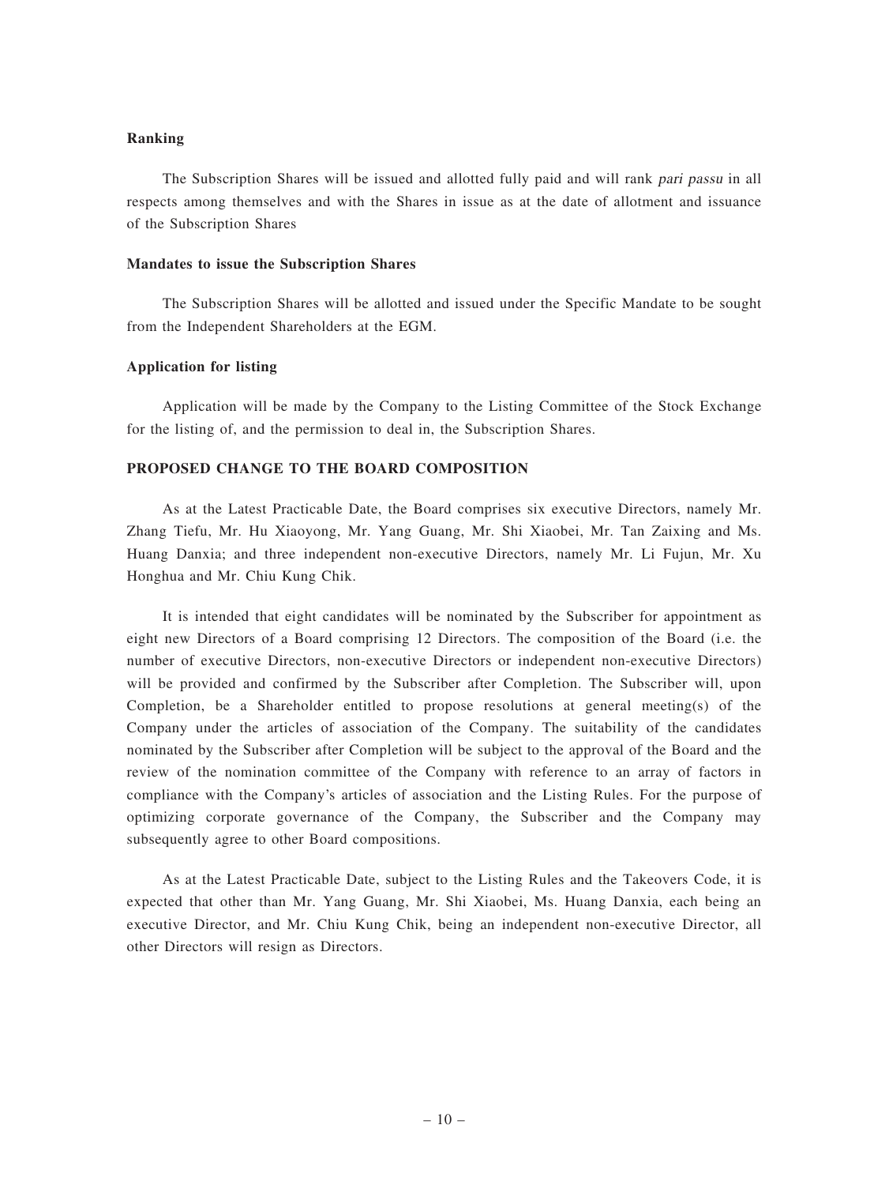**Ranking**

The Subscription Shares will be issued and allotted fully paid and will rank *pari passu* in all respects among themselves and with the Shares in issue as at the date of allotment and issuance of the Subscription Shares

**Mandates to issue the Subscription Shares**

The Subscription Shares will be allotted and issued under the Specific Mandate to be sought from the Independent Shareholders at the EGM.

**Application for listing**

Application will be made by the Company to the Listing Committee of the Stock Exchange for the listing of, and the permission to deal in, the Subscription Shares.

**PROPOSED CHANGE TO THE BOARD COMPOSITION**

As at the Latest Practicable Date, the Board comprises six executive Directors, namely Mr. Zhang Tiefu, Mr. Hu Xiaoyong, Mr. Yang Guang, Mr. Shi Xiaobei, Mr. Tan Zaixing and Ms. Huang Danxia; and three independent non-executive Directors, namely Mr. Li Fujun, Mr. Xu Honghua and Mr. Chiu Kung Chik.

It is intended that eight candidates will be nominated by the Subscriber for appointment as eight new Directors of a Board comprising 12 Directors. The composition of the Board (i.e. the number of executive Directors, non-executive Directors or independent non-executive Directors) will be provided and confirmed by the Subscriber after Completion. The Subscriber will, upon Completion, be a Shareholder entitled to propose resolutions at general meeting(s) of the Company under the articles of association of the Company. The suitability of the candidates nominated by the Subscriber after Completion will be subject to the approval of the Board and the review of the nomination committee of the Company with reference to an array of factors in compliance with the Company's articles of association and the Listing Rules. For the purpose of optimizing corporate governance of the Company, the Subscriber and the Company may subsequently agree to other Board compositions.

As at the Latest Practicable Date, subject to the Listing Rules and the Takeovers Code, it is expected that other than Mr. Yang Guang, Mr. Shi Xiaobei, Ms. Huang Danxia, each being an executive Director, and Mr. Chiu Kung Chik, being an independent non-executive Director, all other Directors will resign as Directors.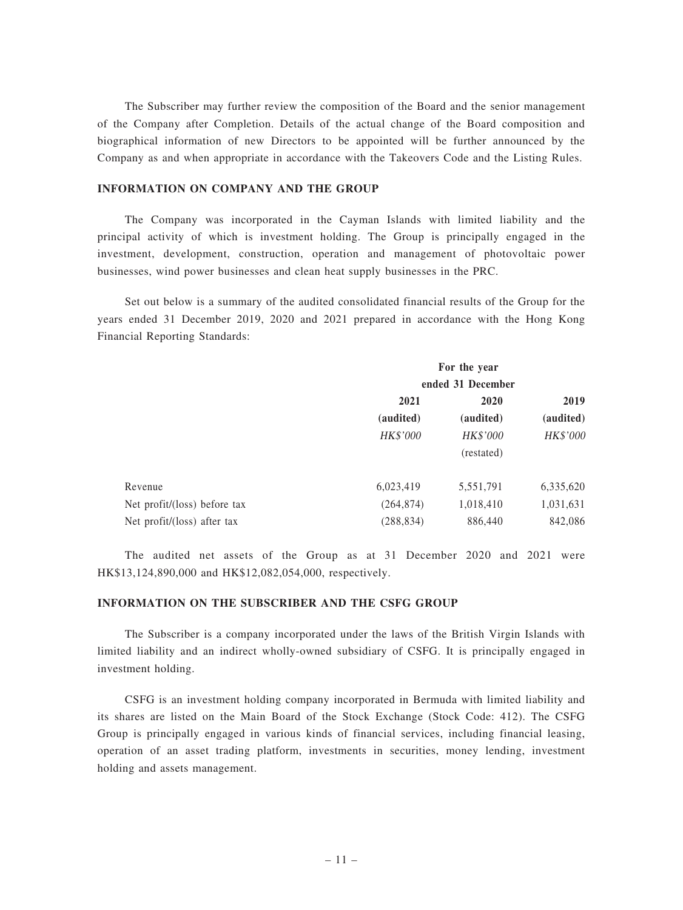The Subscriber may further review the composition of the Board and the senior management of the Company after Completion. Details of the actual change of the Board composition and biographical information of new Directors to be appointed will be further announced by the Company as and when appropriate in accordance with the Takeovers Code and the Listing Rules.

## INFORMATION ON COMPANY AND THE GROUP

The Company was incorporated in the Cayman Islands with limited liability and the principal activity of which is investment holding. The Group is principally engaged in the investment, development, construction, operation and management of photovoltaic power businesses, wind power businesses and clean heat supply businesses in the PRC.

Set out below is a summary of the audited consolidated financial results of the Group for the years ended 31 December 2019, 2020 and 2021 prepared in accordance with the Hong Kong Financial Reporting Standards:

| | For the year ended 31 December | | |
|---|---|---|---|
| | **2021** | **2020** | **2019** |
| | **(audited)** | **(audited)** | **(audited)** |
| | *HK$'000* | *HK$'000* | *HK$'000* |
| | | (restated) | |
| Revenue | 6,023,419 | 5,551,791 | 6,335,620 |
| Net profit/(loss) before tax | (264,874) | 1,018,410 | 1,031,631 |
| Net profit/(loss) after tax | (288,834) | 886,440 | 842,086 |

The audited net assets of the Group as at 31 December 2020 and 2021 were HK$13,124,890,000 and HK$12,082,054,000, respectively.

## INFORMATION ON THE SUBSCRIBER AND THE CSFG GROUP

The Subscriber is a company incorporated under the laws of the British Virgin Islands with limited liability and an indirect wholly-owned subsidiary of CSFG. It is principally engaged in investment holding.

CSFG is an investment holding company incorporated in Bermuda with limited liability and its shares are listed on the Main Board of the Stock Exchange (Stock Code: 412). The CSFG Group is principally engaged in various kinds of financial services, including financial leasing, operation of an asset trading platform, investments in securities, money lending, investment holding and assets management.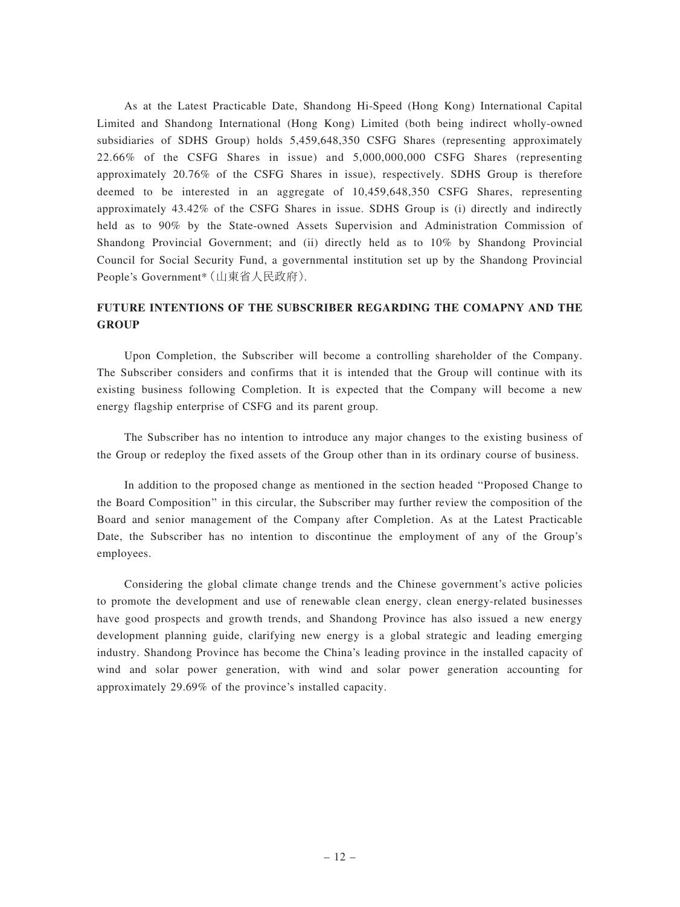As at the Latest Practicable Date, Shandong Hi-Speed (Hong Kong) International Capital Limited and Shandong International (Hong Kong) Limited (both being indirect wholly-owned subsidiaries of SDHS Group) holds 5,459,648,350 CSFG Shares (representing approximately 22.66% of the CSFG Shares in issue) and 5,000,000,000 CSFG Shares (representing approximately 20.76% of the CSFG Shares in issue), respectively. SDHS Group is therefore deemed to be interested in an aggregate of 10,459,648,350 CSFG Shares, representing approximately 43.42% of the CSFG Shares in issue. SDHS Group is (i) directly and indirectly held as to 90% by the State-owned Assets Supervision and Administration Commission of Shandong Provincial Government; and (ii) directly held as to 10% by Shandong Provincial Council for Social Security Fund, a governmental institution set up by the Shandong Provincial People's Government* (山東省人民政府).

## FUTURE INTENTIONS OF THE SUBSCRIBER REGARDING THE COMAPNY AND THE GROUP

Upon Completion, the Subscriber will become a controlling shareholder of the Company. The Subscriber considers and confirms that it is intended that the Group will continue with its existing business following Completion. It is expected that the Company will become a new energy flagship enterprise of CSFG and its parent group.

The Subscriber has no intention to introduce any major changes to the existing business of the Group or redeploy the fixed assets of the Group other than in its ordinary course of business.

In addition to the proposed change as mentioned in the section headed "Proposed Change to the Board Composition" in this circular, the Subscriber may further review the composition of the Board and senior management of the Company after Completion. As at the Latest Practicable Date, the Subscriber has no intention to discontinue the employment of any of the Group's employees.

Considering the global climate change trends and the Chinese government's active policies to promote the development and use of renewable clean energy, clean energy-related businesses have good prospects and growth trends, and Shandong Province has also issued a new energy development planning guide, clarifying new energy is a global strategic and leading emerging industry. Shandong Province has become the China's leading province in the installed capacity of wind and solar power generation, with wind and solar power generation accounting for approximately 29.69% of the province's installed capacity.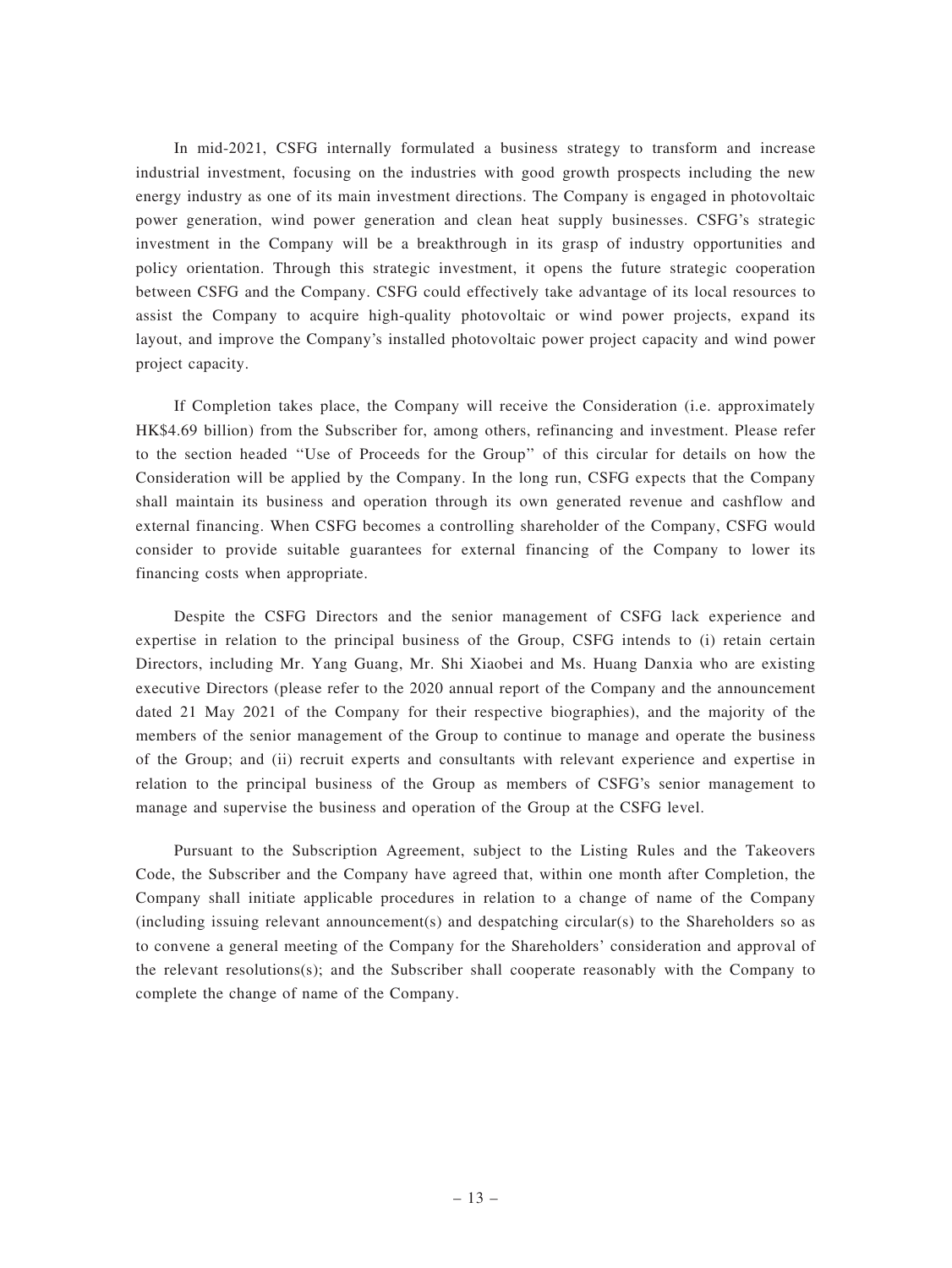In mid-2021, CSFG internally formulated a business strategy to transform and increase industrial investment, focusing on the industries with good growth prospects including the new energy industry as one of its main investment directions. The Company is engaged in photovoltaic power generation, wind power generation and clean heat supply businesses. CSFG's strategic investment in the Company will be a breakthrough in its grasp of industry opportunities and policy orientation. Through this strategic investment, it opens the future strategic cooperation between CSFG and the Company. CSFG could effectively take advantage of its local resources to assist the Company to acquire high-quality photovoltaic or wind power projects, expand its layout, and improve the Company's installed photovoltaic power project capacity and wind power project capacity.

If Completion takes place, the Company will receive the Consideration (i.e. approximately HK$4.69 billion) from the Subscriber for, among others, refinancing and investment. Please refer to the section headed "Use of Proceeds for the Group" of this circular for details on how the Consideration will be applied by the Company. In the long run, CSFG expects that the Company shall maintain its business and operation through its own generated revenue and cashflow and external financing. When CSFG becomes a controlling shareholder of the Company, CSFG would consider to provide suitable guarantees for external financing of the Company to lower its financing costs when appropriate.

Despite the CSFG Directors and the senior management of CSFG lack experience and expertise in relation to the principal business of the Group, CSFG intends to (i) retain certain Directors, including Mr. Yang Guang, Mr. Shi Xiaobei and Ms. Huang Danxia who are existing executive Directors (please refer to the 2020 annual report of the Company and the announcement dated 21 May 2021 of the Company for their respective biographies), and the majority of the members of the senior management of the Group to continue to manage and operate the business of the Group; and (ii) recruit experts and consultants with relevant experience and expertise in relation to the principal business of the Group as members of CSFG's senior management to manage and supervise the business and operation of the Group at the CSFG level.

Pursuant to the Subscription Agreement, subject to the Listing Rules and the Takeovers Code, the Subscriber and the Company have agreed that, within one month after Completion, the Company shall initiate applicable procedures in relation to a change of name of the Company (including issuing relevant announcement(s) and despatching circular(s) to the Shareholders so as to convene a general meeting of the Company for the Shareholders' consideration and approval of the relevant resolutions(s); and the Subscriber shall cooperate reasonably with the Company to complete the change of name of the Company.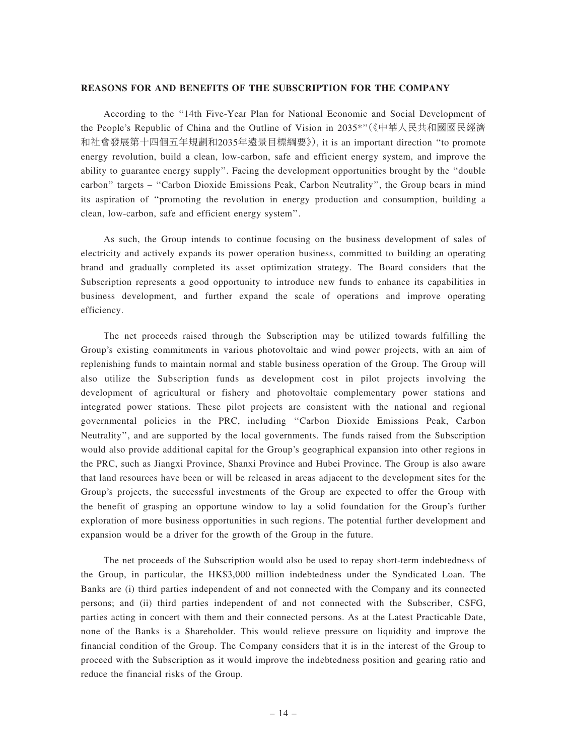**REASONS FOR AND BENEFITS OF THE SUBSCRIPTION FOR THE COMPANY**

According to the "14th Five-Year Plan for National Economic and Social Development of the People's Republic of China and the Outline of Vision in 2035*"(《中華人民共和國國民經濟和社會發展第十四個五年規劃和2035年遠景目標綱要》), it is an important direction "to promote energy revolution, build a clean, low-carbon, safe and efficient energy system, and improve the ability to guarantee energy supply". Facing the development opportunities brought by the "double carbon" targets – "Carbon Dioxide Emissions Peak, Carbon Neutrality", the Group bears in mind its aspiration of "promoting the revolution in energy production and consumption, building a clean, low-carbon, safe and efficient energy system".

As such, the Group intends to continue focusing on the business development of sales of electricity and actively expands its power operation business, committed to building an operating brand and gradually completed its asset optimization strategy. The Board considers that the Subscription represents a good opportunity to introduce new funds to enhance its capabilities in business development, and further expand the scale of operations and improve operating efficiency.

The net proceeds raised through the Subscription may be utilized towards fulfilling the Group's existing commitments in various photovoltaic and wind power projects, with an aim of replenishing funds to maintain normal and stable business operation of the Group. The Group will also utilize the Subscription funds as development cost in pilot projects involving the development of agricultural or fishery and photovoltaic complementary power stations and integrated power stations. These pilot projects are consistent with the national and regional governmental policies in the PRC, including "Carbon Dioxide Emissions Peak, Carbon Neutrality", and are supported by the local governments. The funds raised from the Subscription would also provide additional capital for the Group's geographical expansion into other regions in the PRC, such as Jiangxi Province, Shanxi Province and Hubei Province. The Group is also aware that land resources have been or will be released in areas adjacent to the development sites for the Group's projects, the successful investments of the Group are expected to offer the Group with the benefit of grasping an opportune window to lay a solid foundation for the Group's further exploration of more business opportunities in such regions. The potential further development and expansion would be a driver for the growth of the Group in the future.

The net proceeds of the Subscription would also be used to repay short-term indebtedness of the Group, in particular, the HK$3,000 million indebtedness under the Syndicated Loan. The Banks are (i) third parties independent of and not connected with the Company and its connected persons; and (ii) third parties independent of and not connected with the Subscriber, CSFG, parties acting in concert with them and their connected persons. As at the Latest Practicable Date, none of the Banks is a Shareholder. This would relieve pressure on liquidity and improve the financial condition of the Group. The Company considers that it is in the interest of the Group to proceed with the Subscription as it would improve the indebtedness position and gearing ratio and reduce the financial risks of the Group.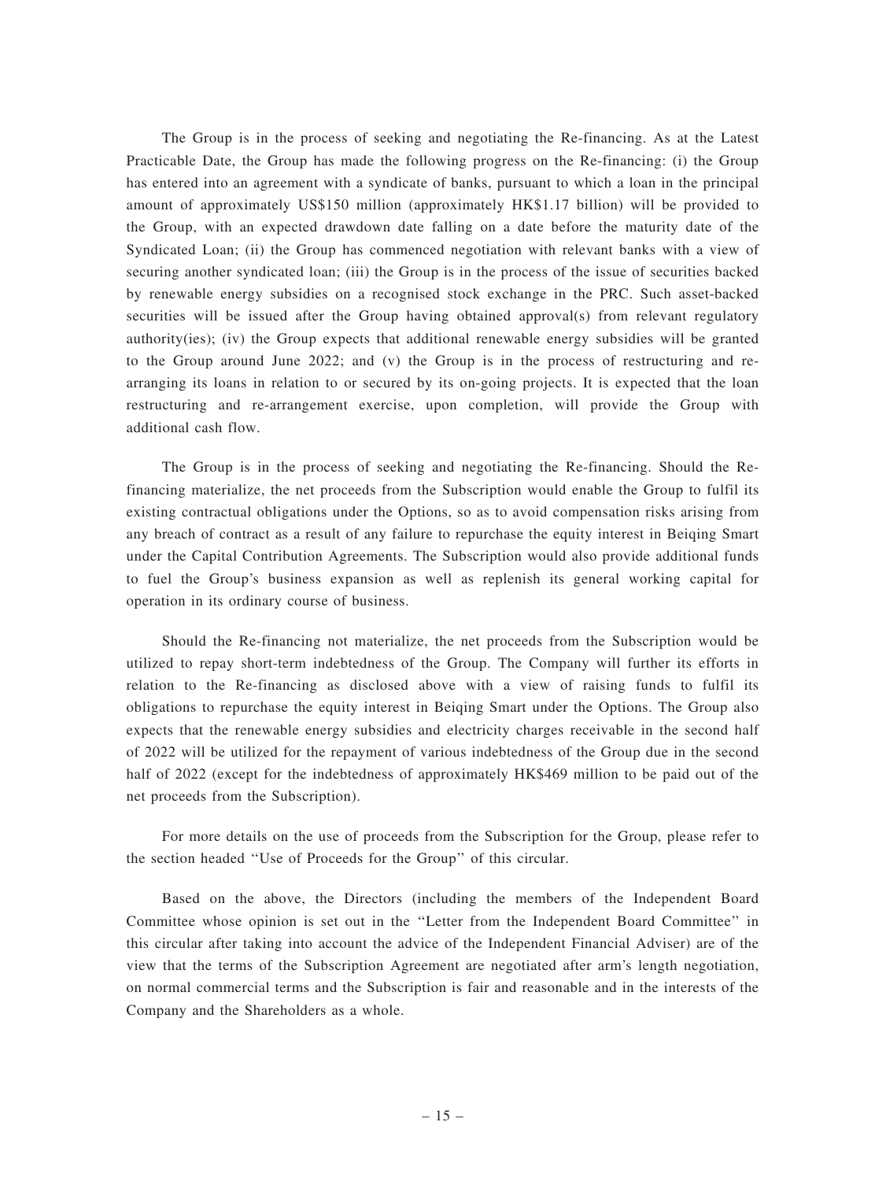The Group is in the process of seeking and negotiating the Re-financing. As at the Latest Practicable Date, the Group has made the following progress on the Re-financing: (i) the Group has entered into an agreement with a syndicate of banks, pursuant to which a loan in the principal amount of approximately US$150 million (approximately HK$1.17 billion) will be provided to the Group, with an expected drawdown date falling on a date before the maturity date of the Syndicated Loan; (ii) the Group has commenced negotiation with relevant banks with a view of securing another syndicated loan; (iii) the Group is in the process of the issue of securities backed by renewable energy subsidies on a recognised stock exchange in the PRC. Such asset-backed securities will be issued after the Group having obtained approval(s) from relevant regulatory authority(ies); (iv) the Group expects that additional renewable energy subsidies will be granted to the Group around June 2022; and (v) the Group is in the process of restructuring and re-arranging its loans in relation to or secured by its on-going projects. It is expected that the loan restructuring and re-arrangement exercise, upon completion, will provide the Group with additional cash flow.

The Group is in the process of seeking and negotiating the Re-financing. Should the Re-financing materialize, the net proceeds from the Subscription would enable the Group to fulfil its existing contractual obligations under the Options, so as to avoid compensation risks arising from any breach of contract as a result of any failure to repurchase the equity interest in Beiqing Smart under the Capital Contribution Agreements. The Subscription would also provide additional funds to fuel the Group's business expansion as well as replenish its general working capital for operation in its ordinary course of business.

Should the Re-financing not materialize, the net proceeds from the Subscription would be utilized to repay short-term indebtedness of the Group. The Company will further its efforts in relation to the Re-financing as disclosed above with a view of raising funds to fulfil its obligations to repurchase the equity interest in Beiqing Smart under the Options. The Group also expects that the renewable energy subsidies and electricity charges receivable in the second half of 2022 will be utilized for the repayment of various indebtedness of the Group due in the second half of 2022 (except for the indebtedness of approximately HK$469 million to be paid out of the net proceeds from the Subscription).

For more details on the use of proceeds from the Subscription for the Group, please refer to the section headed ''Use of Proceeds for the Group'' of this circular.

Based on the above, the Directors (including the members of the Independent Board Committee whose opinion is set out in the ''Letter from the Independent Board Committee'' in this circular after taking into account the advice of the Independent Financial Adviser) are of the view that the terms of the Subscription Agreement are negotiated after arm's length negotiation, on normal commercial terms and the Subscription is fair and reasonable and in the interests of the Company and the Shareholders as a whole.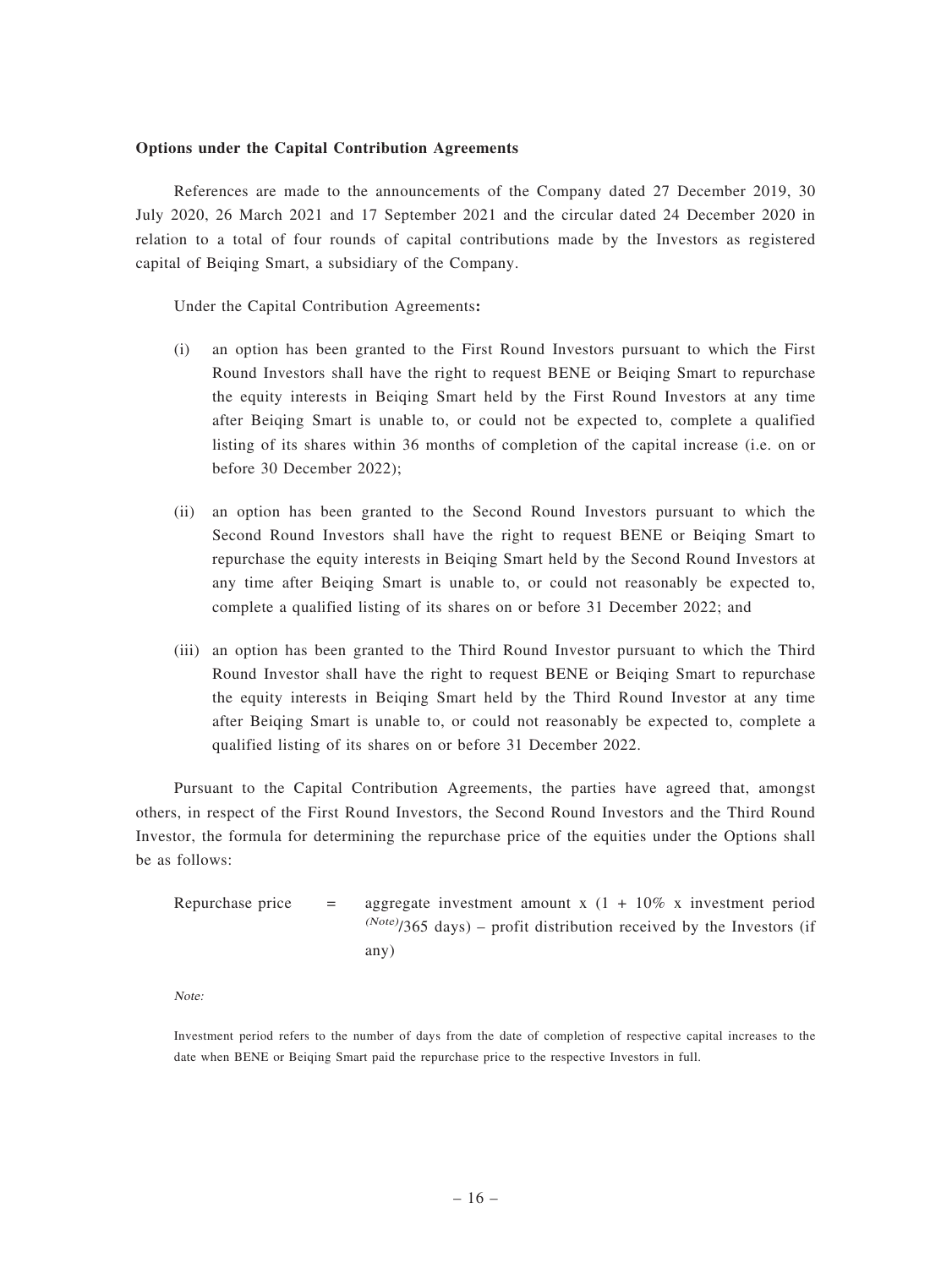**Options under the Capital Contribution Agreements**

References are made to the announcements of the Company dated 27 December 2019, 30 July 2020, 26 March 2021 and 17 September 2021 and the circular dated 24 December 2020 in relation to a total of four rounds of capital contributions made by the Investors as registered capital of Beiqing Smart, a subsidiary of the Company.

Under the Capital Contribution Agreements**:**

(i) an option has been granted to the First Round Investors pursuant to which the First Round Investors shall have the right to request BENE or Beiqing Smart to repurchase the equity interests in Beiqing Smart held by the First Round Investors at any time after Beiqing Smart is unable to, or could not be expected to, complete a qualified listing of its shares within 36 months of completion of the capital increase (i.e. on or before 30 December 2022);

(ii) an option has been granted to the Second Round Investors pursuant to which the Second Round Investors shall have the right to request BENE or Beiqing Smart to repurchase the equity interests in Beiqing Smart held by the Second Round Investors at any time after Beiqing Smart is unable to, or could not reasonably be expected to, complete a qualified listing of its shares on or before 31 December 2022; and

(iii) an option has been granted to the Third Round Investor pursuant to which the Third Round Investor shall have the right to request BENE or Beiqing Smart to repurchase the equity interests in Beiqing Smart held by the Third Round Investor at any time after Beiqing Smart is unable to, or could not reasonably be expected to, complete a qualified listing of its shares on or before 31 December 2022.

Pursuant to the Capital Contribution Agreements, the parties have agreed that, amongst others, in respect of the First Round Investors, the Second Round Investors and the Third Round Investor, the formula for determining the repurchase price of the equities under the Options shall be as follows:

Repurchase price = aggregate investment amount x (1 + 10% x investment period *(Note)*/365 days) – profit distribution received by the Investors (if any)

*Note:*

Investment period refers to the number of days from the date of completion of respective capital increases to the date when BENE or Beiqing Smart paid the repurchase price to the respective Investors in full.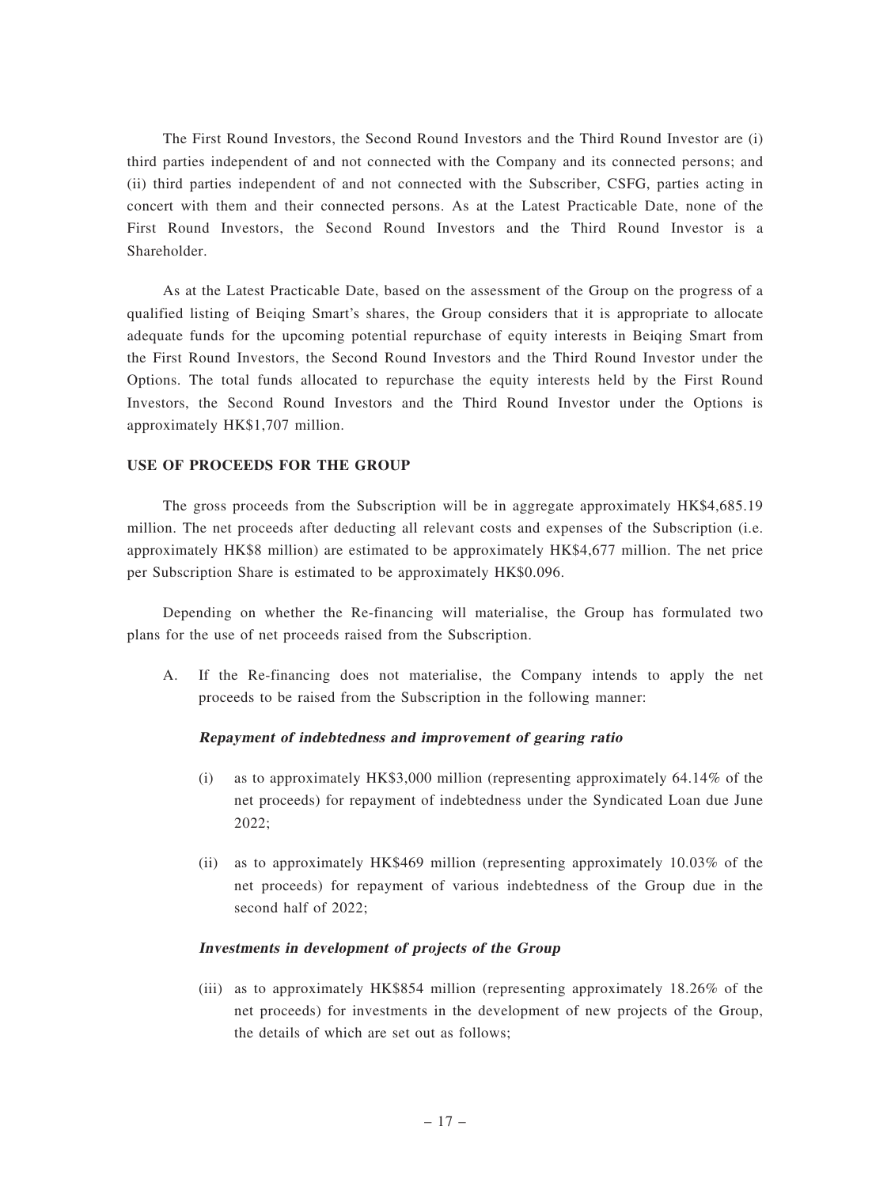The First Round Investors, the Second Round Investors and the Third Round Investor are (i) third parties independent of and not connected with the Company and its connected persons; and (ii) third parties independent of and not connected with the Subscriber, CSFG, parties acting in concert with them and their connected persons. As at the Latest Practicable Date, none of the First Round Investors, the Second Round Investors and the Third Round Investor is a Shareholder.

As at the Latest Practicable Date, based on the assessment of the Group on the progress of a qualified listing of Beiqing Smart's shares, the Group considers that it is appropriate to allocate adequate funds for the upcoming potential repurchase of equity interests in Beiqing Smart from the First Round Investors, the Second Round Investors and the Third Round Investor under the Options. The total funds allocated to repurchase the equity interests held by the First Round Investors, the Second Round Investors and the Third Round Investor under the Options is approximately HK$1,707 million.

## USE OF PROCEEDS FOR THE GROUP

The gross proceeds from the Subscription will be in aggregate approximately HK$4,685.19 million. The net proceeds after deducting all relevant costs and expenses of the Subscription (i.e. approximately HK$8 million) are estimated to be approximately HK$4,677 million. The net price per Subscription Share is estimated to be approximately HK$0.096.

Depending on whether the Re-financing will materialise, the Group has formulated two plans for the use of net proceeds raised from the Subscription.

A. If the Re-financing does not materialise, the Company intends to apply the net proceeds to be raised from the Subscription in the following manner:

***Repayment of indebtedness and improvement of gearing ratio***

(i) as to approximately HK$3,000 million (representing approximately 64.14% of the net proceeds) for repayment of indebtedness under the Syndicated Loan due June 2022;

(ii) as to approximately HK$469 million (representing approximately 10.03% of the net proceeds) for repayment of various indebtedness of the Group due in the second half of 2022;

***Investments in development of projects of the Group***

(iii) as to approximately HK$854 million (representing approximately 18.26% of the net proceeds) for investments in the development of new projects of the Group, the details of which are set out as follows;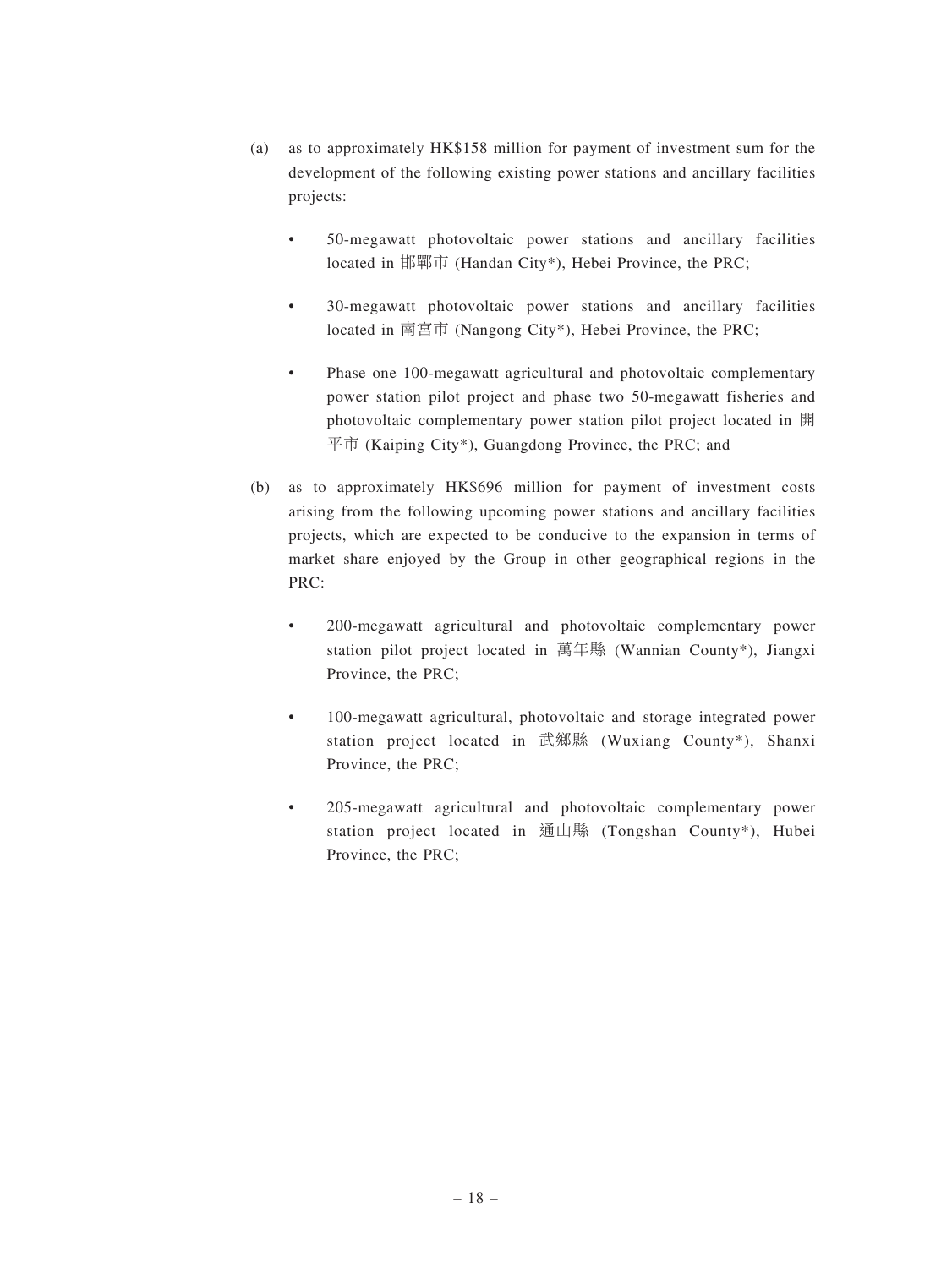(a) as to approximately HK$158 million for payment of investment sum for the development of the following existing power stations and ancillary facilities projects:

- 50-megawatt photovoltaic power stations and ancillary facilities located in 邯鄲市 (Handan City*), Hebei Province, the PRC;

- 30-megawatt photovoltaic power stations and ancillary facilities located in 南宮市 (Nangong City*), Hebei Province, the PRC;

- Phase one 100-megawatt agricultural and photovoltaic complementary power station pilot project and phase two 50-megawatt fisheries and photovoltaic complementary power station pilot project located in 開平市 (Kaiping City*), Guangdong Province, the PRC; and

(b) as to approximately HK$696 million for payment of investment costs arising from the following upcoming power stations and ancillary facilities projects, which are expected to be conducive to the expansion in terms of market share enjoyed by the Group in other geographical regions in the PRC:

- 200-megawatt agricultural and photovoltaic complementary power station pilot project located in 萬年縣 (Wannian County*), Jiangxi Province, the PRC;

- 100-megawatt agricultural, photovoltaic and storage integrated power station project located in 武鄉縣 (Wuxiang County*), Shanxi Province, the PRC;

- 205-megawatt agricultural and photovoltaic complementary power station project located in 通山縣 (Tongshan County*), Hubei Province, the PRC;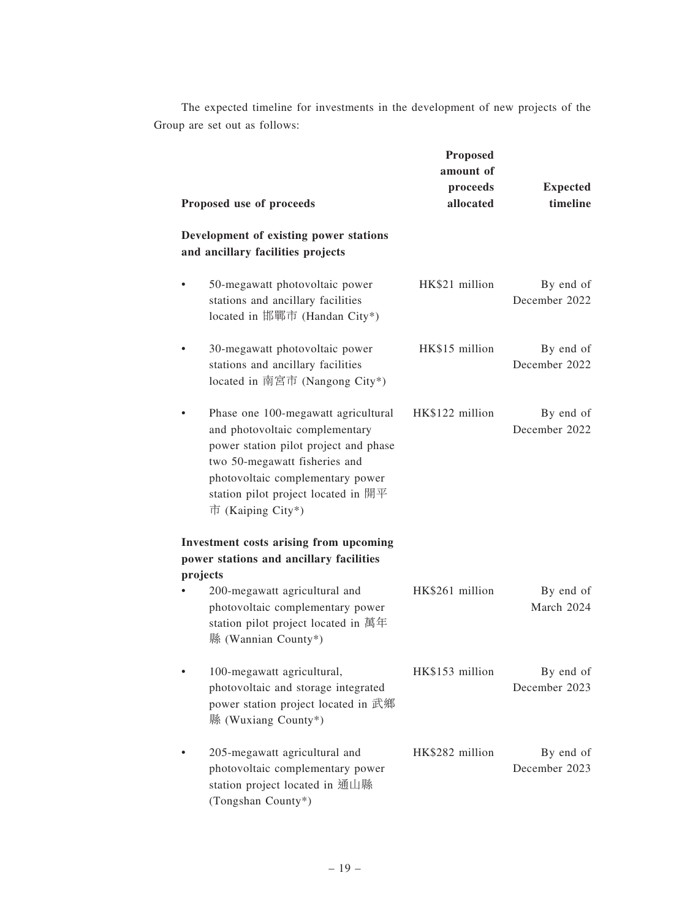The expected timeline for investments in the development of new projects of the Group are set out as follows:

| Proposed use of proceeds | Proposed amount of proceeds allocated | Expected timeline |
|---|---|---|
| **Development of existing power stations and ancillary facilities projects** | | |
| • 50-megawatt photovoltaic power stations and ancillary facilities located in 邯鄲市 (Handan City*) | HK$21 million | By end of December 2022 |
| • 30-megawatt photovoltaic power stations and ancillary facilities located in 南宮市 (Nangong City*) | HK$15 million | By end of December 2022 |
| • Phase one 100-megawatt agricultural and photovoltaic complementary power station pilot project and phase two 50-megawatt fisheries and photovoltaic complementary power station pilot project located in 開平市 (Kaiping City*) | HK$122 million | By end of December 2022 |
| **Investment costs arising from upcoming power stations and ancillary facilities projects** | | |
| • 200-megawatt agricultural and photovoltaic complementary power station pilot project located in 萬年縣 (Wannian County*) | HK$261 million | By end of March 2024 |
| • 100-megawatt agricultural, photovoltaic and storage integrated power station project located in 武鄉縣 (Wuxiang County*) | HK$153 million | By end of December 2023 |
| • 205-megawatt agricultural and photovoltaic complementary power station project located in 通山縣 (Tongshan County*) | HK$282 million | By end of December 2023 |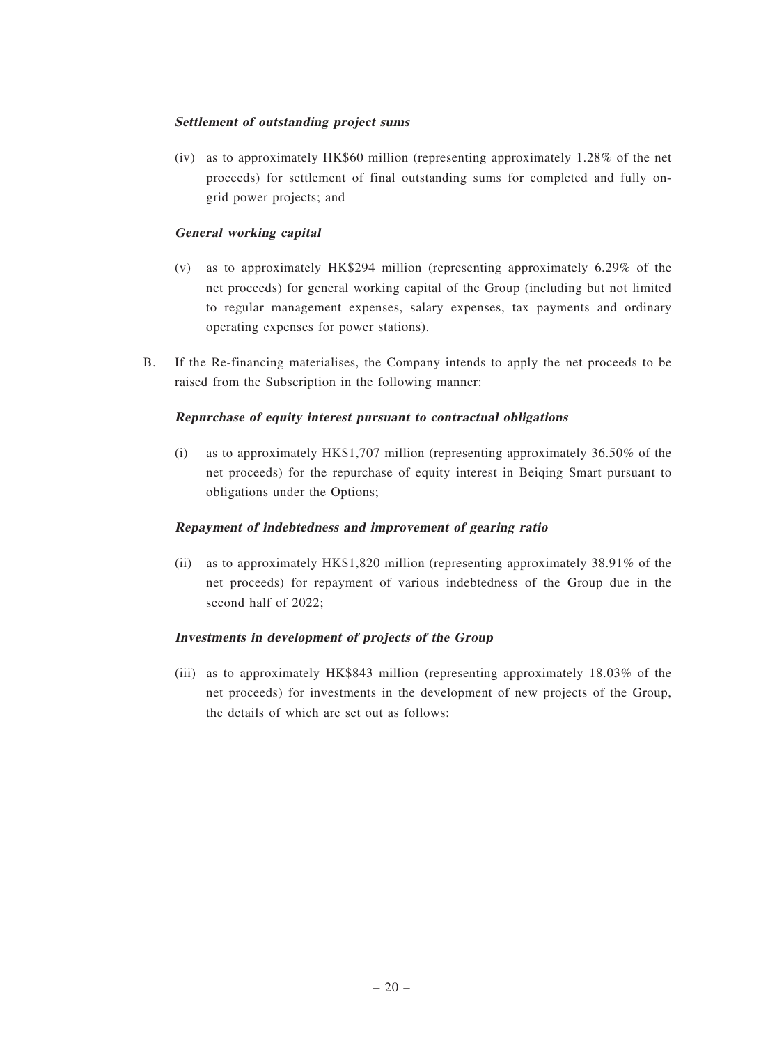***Settlement of outstanding project sums***

(iv) as to approximately HK$60 million (representing approximately 1.28% of the net proceeds) for settlement of final outstanding sums for completed and fully on-grid power projects; and

***General working capital***

(v) as to approximately HK$294 million (representing approximately 6.29% of the net proceeds) for general working capital of the Group (including but not limited to regular management expenses, salary expenses, tax payments and ordinary operating expenses for power stations).

B. If the Re-financing materialises, the Company intends to apply the net proceeds to be raised from the Subscription in the following manner:

***Repurchase of equity interest pursuant to contractual obligations***

(i) as to approximately HK$1,707 million (representing approximately 36.50% of the net proceeds) for the repurchase of equity interest in Beiqing Smart pursuant to obligations under the Options;

***Repayment of indebtedness and improvement of gearing ratio***

(ii) as to approximately HK$1,820 million (representing approximately 38.91% of the net proceeds) for repayment of various indebtedness of the Group due in the second half of 2022;

***Investments in development of projects of the Group***

(iii) as to approximately HK$843 million (representing approximately 18.03% of the net proceeds) for investments in the development of new projects of the Group, the details of which are set out as follows: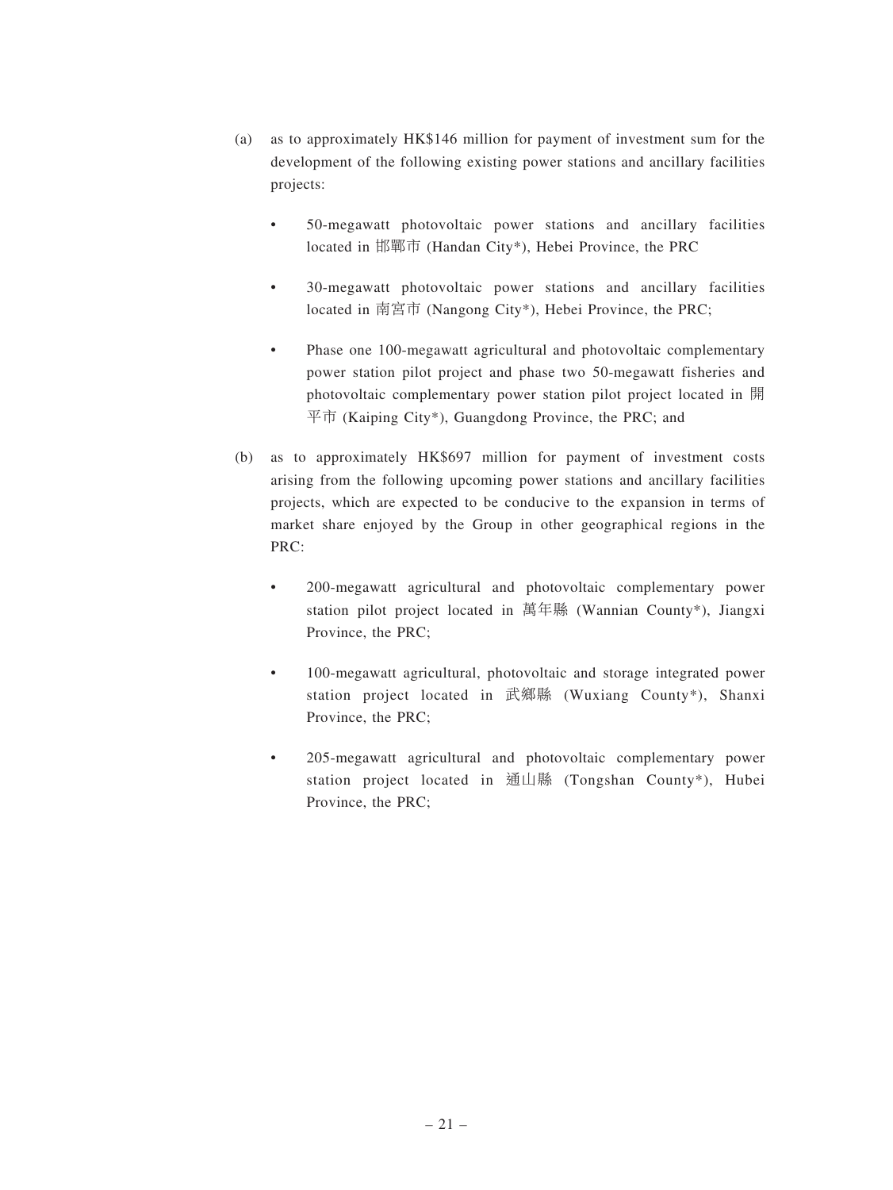(a) as to approximately HK$146 million for payment of investment sum for the development of the following existing power stations and ancillary facilities projects:

- 50-megawatt photovoltaic power stations and ancillary facilities located in 邯鄲市 (Handan City*), Hebei Province, the PRC
- 30-megawatt photovoltaic power stations and ancillary facilities located in 南宮市 (Nangong City*), Hebei Province, the PRC;
- Phase one 100-megawatt agricultural and photovoltaic complementary power station pilot project and phase two 50-megawatt fisheries and photovoltaic complementary power station pilot project located in 開平市 (Kaiping City*), Guangdong Province, the PRC; and

(b) as to approximately HK$697 million for payment of investment costs arising from the following upcoming power stations and ancillary facilities projects, which are expected to be conducive to the expansion in terms of market share enjoyed by the Group in other geographical regions in the PRC:

- 200-megawatt agricultural and photovoltaic complementary power station pilot project located in 萬年縣 (Wannian County*), Jiangxi Province, the PRC;
- 100-megawatt agricultural, photovoltaic and storage integrated power station project located in 武鄉縣 (Wuxiang County*), Shanxi Province, the PRC;
- 205-megawatt agricultural and photovoltaic complementary power station project located in 通山縣 (Tongshan County*), Hubei Province, the PRC;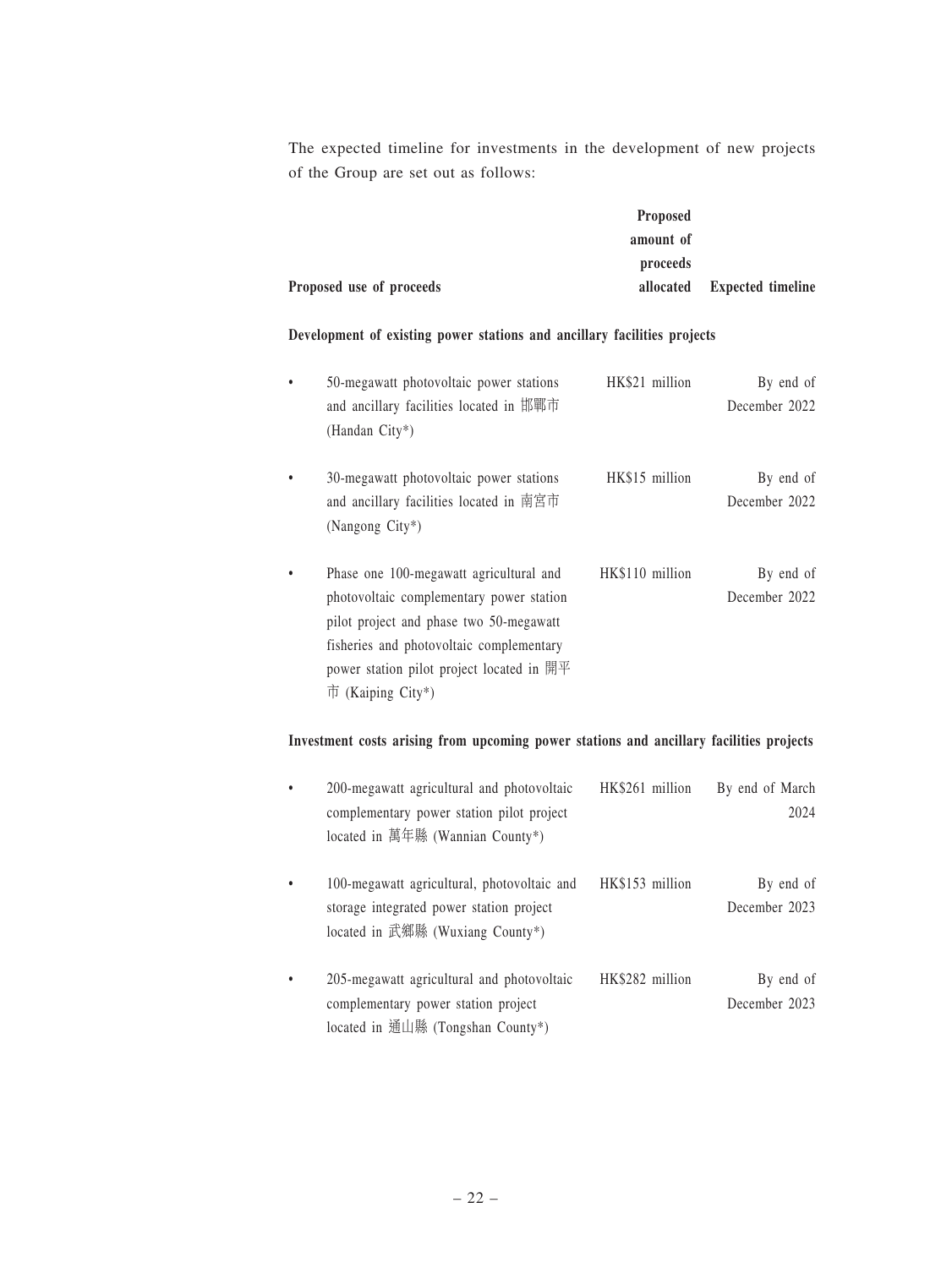The expected timeline for investments in the development of new projects of the Group are set out as follows:

| Proposed use of proceeds | Proposed amount of proceeds allocated | Expected timeline |
|---|---|---|
| **Development of existing power stations and ancillary facilities projects** | | |
| • 50-megawatt photovoltaic power stations and ancillary facilities located in 邯鄲市 (Handan City*) | HK$21 million | By end of December 2022 |
| • 30-megawatt photovoltaic power stations and ancillary facilities located in 南宮市 (Nangong City*) | HK$15 million | By end of December 2022 |
| • Phase one 100-megawatt agricultural and photovoltaic complementary power station pilot project and phase two 50-megawatt fisheries and photovoltaic complementary power station pilot project located in 開平市 (Kaiping City*) | HK$110 million | By end of December 2022 |
| **Investment costs arising from upcoming power stations and ancillary facilities projects** | | |
| • 200-megawatt agricultural and photovoltaic complementary power station pilot project located in 萬年縣 (Wannian County*) | HK$261 million | By end of March 2024 |
| • 100-megawatt agricultural, photovoltaic and storage integrated power station project located in 武鄉縣 (Wuxiang County*) | HK$153 million | By end of December 2023 |
| • 205-megawatt agricultural and photovoltaic complementary power station project located in 通山縣 (Tongshan County*) | HK$282 million | By end of December 2023 |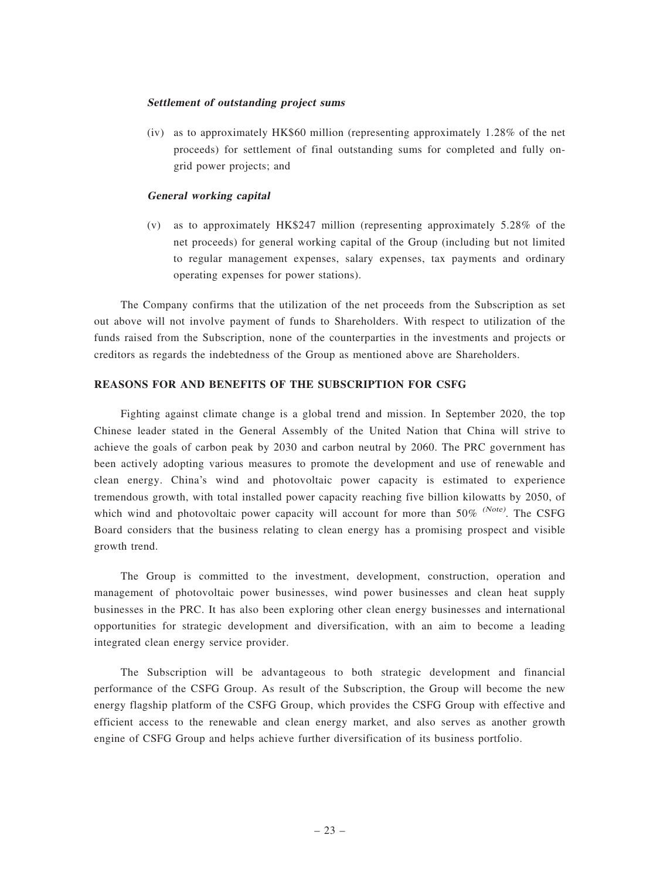***Settlement of outstanding project sums***

(iv) as to approximately HK$60 million (representing approximately 1.28% of the net proceeds) for settlement of final outstanding sums for completed and fully on-grid power projects; and

***General working capital***

(v) as to approximately HK$247 million (representing approximately 5.28% of the net proceeds) for general working capital of the Group (including but not limited to regular management expenses, salary expenses, tax payments and ordinary operating expenses for power stations).

The Company confirms that the utilization of the net proceeds from the Subscription as set out above will not involve payment of funds to Shareholders. With respect to utilization of the funds raised from the Subscription, none of the counterparties in the investments and projects or creditors as regards the indebtedness of the Group as mentioned above are Shareholders.

## REASONS FOR AND BENEFITS OF THE SUBSCRIPTION FOR CSFG

Fighting against climate change is a global trend and mission. In September 2020, the top Chinese leader stated in the General Assembly of the United Nation that China will strive to achieve the goals of carbon peak by 2030 and carbon neutral by 2060. The PRC government has been actively adopting various measures to promote the development and use of renewable and clean energy. China's wind and photovoltaic power capacity is estimated to experience tremendous growth, with total installed power capacity reaching five billion kilowatts by 2050, of which wind and photovoltaic power capacity will account for more than 50% *(Note)*. The CSFG Board considers that the business relating to clean energy has a promising prospect and visible growth trend.

The Group is committed to the investment, development, construction, operation and management of photovoltaic power businesses, wind power businesses and clean heat supply businesses in the PRC. It has also been exploring other clean energy businesses and international opportunities for strategic development and diversification, with an aim to become a leading integrated clean energy service provider.

The Subscription will be advantageous to both strategic development and financial performance of the CSFG Group. As result of the Subscription, the Group will become the new energy flagship platform of the CSFG Group, which provides the CSFG Group with effective and efficient access to the renewable and clean energy market, and also serves as another growth engine of CSFG Group and helps achieve further diversification of its business portfolio.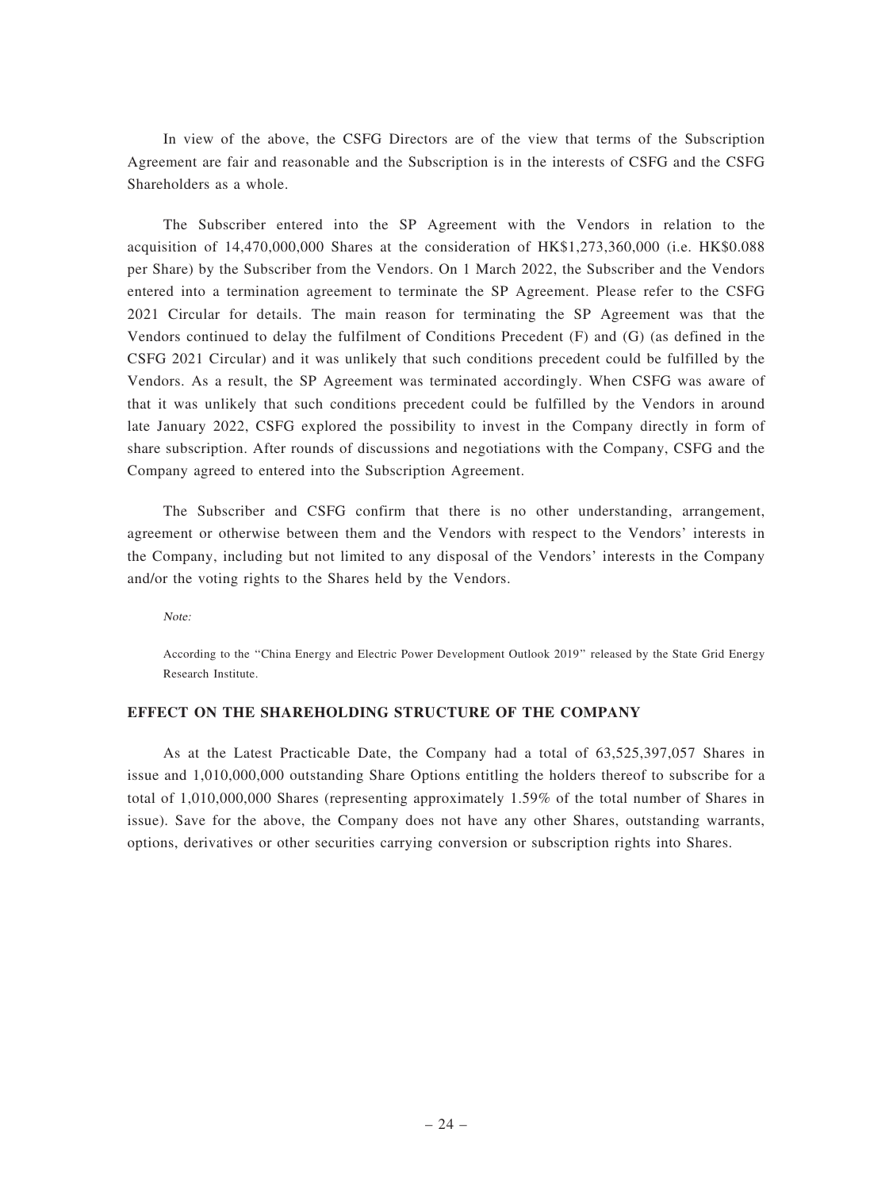In view of the above, the CSFG Directors are of the view that terms of the Subscription Agreement are fair and reasonable and the Subscription is in the interests of CSFG and the CSFG Shareholders as a whole.

The Subscriber entered into the SP Agreement with the Vendors in relation to the acquisition of 14,470,000,000 Shares at the consideration of HK$1,273,360,000 (i.e. HK$0.088 per Share) by the Subscriber from the Vendors. On 1 March 2022, the Subscriber and the Vendors entered into a termination agreement to terminate the SP Agreement. Please refer to the CSFG 2021 Circular for details. The main reason for terminating the SP Agreement was that the Vendors continued to delay the fulfilment of Conditions Precedent (F) and (G) (as defined in the CSFG 2021 Circular) and it was unlikely that such conditions precedent could be fulfilled by the Vendors. As a result, the SP Agreement was terminated accordingly. When CSFG was aware of that it was unlikely that such conditions precedent could be fulfilled by the Vendors in around late January 2022, CSFG explored the possibility to invest in the Company directly in form of share subscription. After rounds of discussions and negotiations with the Company, CSFG and the Company agreed to entered into the Subscription Agreement.

The Subscriber and CSFG confirm that there is no other understanding, arrangement, agreement or otherwise between them and the Vendors with respect to the Vendors' interests in the Company, including but not limited to any disposal of the Vendors' interests in the Company and/or the voting rights to the Shares held by the Vendors.

*Note:*

According to the "China Energy and Electric Power Development Outlook 2019" released by the State Grid Energy Research Institute.

## EFFECT ON THE SHAREHOLDING STRUCTURE OF THE COMPANY

As at the Latest Practicable Date, the Company had a total of 63,525,397,057 Shares in issue and 1,010,000,000 outstanding Share Options entitling the holders thereof to subscribe for a total of 1,010,000,000 Shares (representing approximately 1.59% of the total number of Shares in issue). Save for the above, the Company does not have any other Shares, outstanding warrants, options, derivatives or other securities carrying conversion or subscription rights into Shares.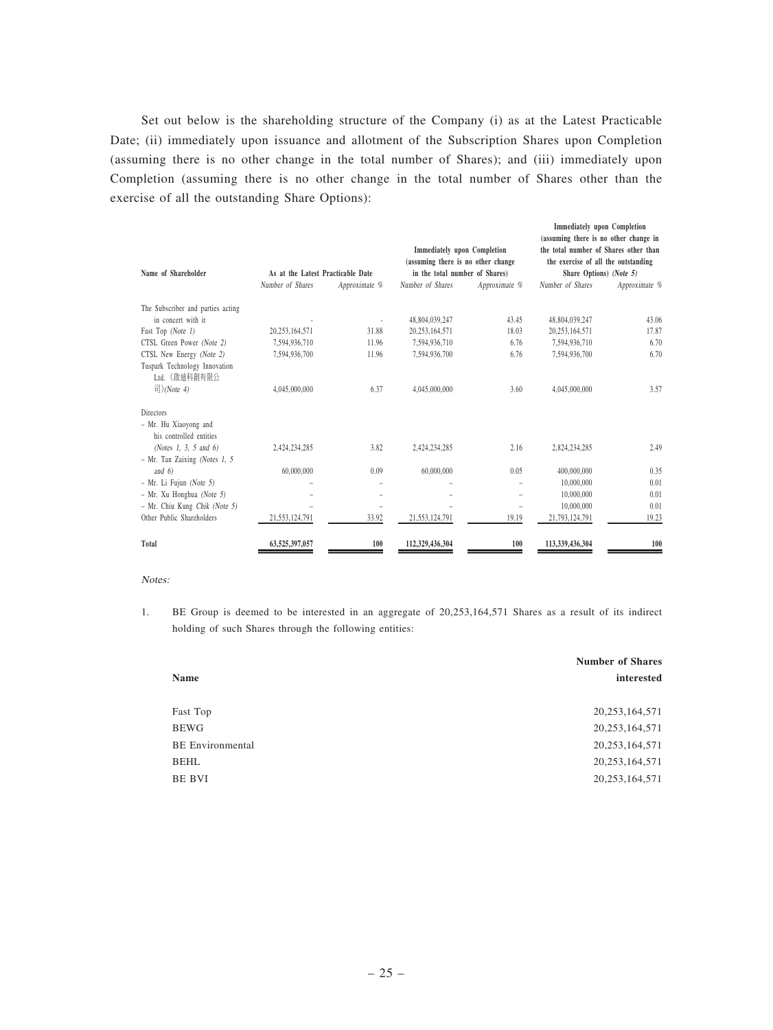Set out below is the shareholding structure of the Company (i) as at the Latest Practicable Date; (ii) immediately upon issuance and allotment of the Subscription Shares upon Completion (assuming there is no other change in the total number of Shares); and (iii) immediately upon Completion (assuming there is no other change in the total number of Shares other than the exercise of all the outstanding Share Options):

| Name of Shareholder | As at the Latest Practicable Date | | Immediately upon Completion (assuming there is no other change in the total number of Shares) | | Immediately upon Completion (assuming there is no other change in the total number of Shares other than the exercise of all the outstanding Share Options) *(Note 5)* | |
|---|---|---|---|---|---|---|
| | *Number of Shares* | *Approximate %* | *Number of Shares* | *Approximate %* | *Number of Shares* | *Approximate %* |
| The Subscriber and parties acting in concert with it | - | - | 48,804,039,247 | 43.45 | 48,804,039,247 | 43.06 |
| Fast Top *(Note 1)* | 20,253,164,571 | 31.88 | 20,253,164,571 | 18.03 | 20,253,164,571 | 17.87 |
| CTSL Green Power *(Note 2)* | 7,594,936,710 | 11.96 | 7,594,936,710 | 6.76 | 7,594,936,710 | 6.70 |
| CTSL New Energy *(Note 2)* | 7,594,936,700 | 11.96 | 7,594,936,700 | 6.76 | 7,594,936,700 | 6.70 |
| Tuspark Technology Innovation Ltd. (啟迪科創有限公司)*(Note 4)* | 4,045,000,000 | 6.37 | 4,045,000,000 | 3.60 | 4,045,000,000 | 3.57 |
| Directors | | | | | | |
| – Mr. Hu Xiaoyong and his controlled entities *(Notes 1, 3, 5 and 6)* | 2,424,234,285 | 3.82 | 2,424,234,285 | 2.16 | 2,824,234,285 | 2.49 |
| – Mr. Tan Zaixing *(Notes 1, 5 and 6)* | 60,000,000 | 0.09 | 60,000,000 | 0.05 | 400,000,000 | 0.35 |
| – Mr. Li Fujun *(Note 5)* | – | – | – | – | 10,000,000 | 0.01 |
| – Mr. Xu Honghua *(Note 5)* | – | – | – | – | 10,000,000 | 0.01 |
| – Mr. Chiu Kung Chik *(Note 5)* | – | – | – | – | 10,000,000 | 0.01 |
| Other Public Shareholders | 21,553,124,791 | 33.92 | 21,553,124,791 | 19.19 | 21,793,124,791 | 19.23 |
| **Total** | **63,525,397,057** | **100** | **112,329,436,304** | **100** | **113,339,436,304** | **100** |

*Notes:*

1. BE Group is deemed to be interested in an aggregate of 20,253,164,571 Shares as a result of its indirect holding of such Shares through the following entities:

| Name | Number of Shares interested |
|---|---|
| Fast Top | 20,253,164,571 |
| BEWG | 20,253,164,571 |
| BE Environmental | 20,253,164,571 |
| BEHL | 20,253,164,571 |
| BE BVI | 20,253,164,571 |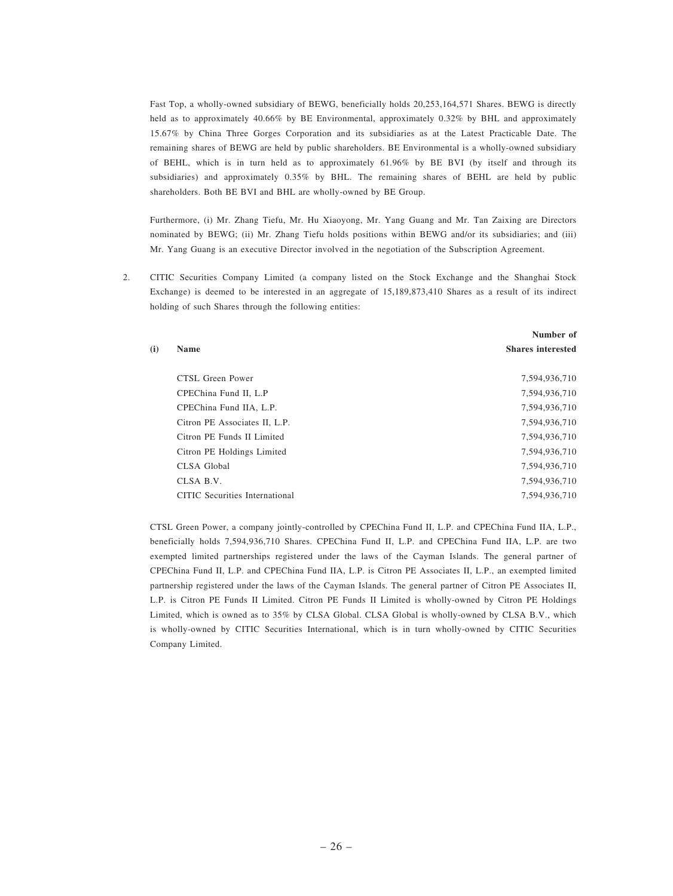Fast Top, a wholly-owned subsidiary of BEWG, beneficially holds 20,253,164,571 Shares. BEWG is directly held as to approximately 40.66% by BE Environmental, approximately 0.32% by BHL and approximately 15.67% by China Three Gorges Corporation and its subsidiaries as at the Latest Practicable Date. The remaining shares of BEWG are held by public shareholders. BE Environmental is a wholly-owned subsidiary of BEHL, which is in turn held as to approximately 61.96% by BE BVI (by itself and through its subsidiaries) and approximately 0.35% by BHL. The remaining shares of BEHL are held by public shareholders. Both BE BVI and BHL are wholly-owned by BE Group.

Furthermore, (i) Mr. Zhang Tiefu, Mr. Hu Xiaoyong, Mr. Yang Guang and Mr. Tan Zaixing are Directors nominated by BEWG; (ii) Mr. Zhang Tiefu holds positions within BEWG and/or its subsidiaries; and (iii) Mr. Yang Guang is an executive Director involved in the negotiation of the Subscription Agreement.

2. CITIC Securities Company Limited (a company listed on the Stock Exchange and the Shanghai Stock Exchange) is deemed to be interested in an aggregate of 15,189,873,410 Shares as a result of its indirect holding of such Shares through the following entities:

| (i) | Name | Number of Shares interested |
|---|---|---|
| | CTSL Green Power | 7,594,936,710 |
| | CPEChina Fund II, L.P | 7,594,936,710 |
| | CPEChina Fund IIA, L.P. | 7,594,936,710 |
| | Citron PE Associates II, L.P. | 7,594,936,710 |
| | Citron PE Funds II Limited | 7,594,936,710 |
| | Citron PE Holdings Limited | 7,594,936,710 |
| | CLSA Global | 7,594,936,710 |
| | CLSA B.V. | 7,594,936,710 |
| | CITIC Securities International | 7,594,936,710 |

CTSL Green Power, a company jointly-controlled by CPEChina Fund II, L.P. and CPEChina Fund IIA, L.P., beneficially holds 7,594,936,710 Shares. CPEChina Fund II, L.P. and CPEChina Fund IIA, L.P. are two exempted limited partnerships registered under the laws of the Cayman Islands. The general partner of CPEChina Fund II, L.P. and CPEChina Fund IIA, L.P. is Citron PE Associates II, L.P., an exempted limited partnership registered under the laws of the Cayman Islands. The general partner of Citron PE Associates II, L.P. is Citron PE Funds II Limited. Citron PE Funds II Limited is wholly-owned by Citron PE Holdings Limited, which is owned as to 35% by CLSA Global. CLSA Global is wholly-owned by CLSA B.V., which is wholly-owned by CITIC Securities International, which is in turn wholly-owned by CITIC Securities Company Limited.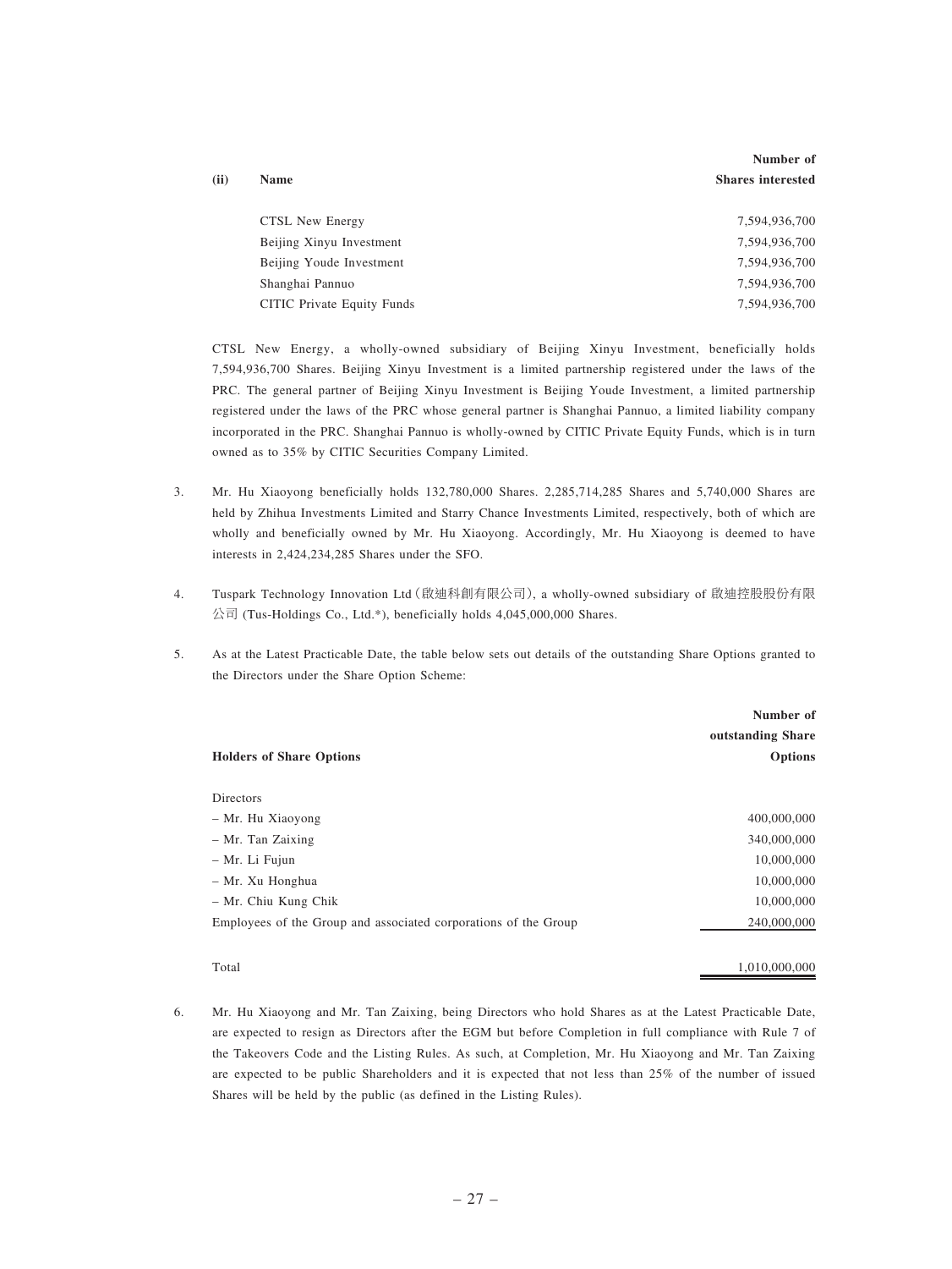| (ii) | Name | Number of Shares interested |
|---|---|---|
| | CTSL New Energy | 7,594,936,700 |
| | Beijing Xinyu Investment | 7,594,936,700 |
| | Beijing Youde Investment | 7,594,936,700 |
| | Shanghai Pannuo | 7,594,936,700 |
| | CITIC Private Equity Funds | 7,594,936,700 |

CTSL New Energy, a wholly-owned subsidiary of Beijing Xinyu Investment, beneficially holds 7,594,936,700 Shares. Beijing Xinyu Investment is a limited partnership registered under the laws of the PRC. The general partner of Beijing Xinyu Investment is Beijing Youde Investment, a limited partnership registered under the laws of the PRC whose general partner is Shanghai Pannuo, a limited liability company incorporated in the PRC. Shanghai Pannuo is wholly-owned by CITIC Private Equity Funds, which is in turn owned as to 35% by CITIC Securities Company Limited.

3. Mr. Hu Xiaoyong beneficially holds 132,780,000 Shares. 2,285,714,285 Shares and 5,740,000 Shares are held by Zhihua Investments Limited and Starry Chance Investments Limited, respectively, both of which are wholly and beneficially owned by Mr. Hu Xiaoyong. Accordingly, Mr. Hu Xiaoyong is deemed to have interests in 2,424,234,285 Shares under the SFO.

4. Tuspark Technology Innovation Ltd（啟迪科創有限公司）, a wholly-owned subsidiary of 啟迪控股股份有限公司 (Tus-Holdings Co., Ltd.*), beneficially holds 4,045,000,000 Shares.

5. As at the Latest Practicable Date, the table below sets out details of the outstanding Share Options granted to the Directors under the Share Option Scheme:

| Holders of Share Options | Number of outstanding Share Options |
|---|---|
| Directors | |
| – Mr. Hu Xiaoyong | 400,000,000 |
| – Mr. Tan Zaixing | 340,000,000 |
| – Mr. Li Fujun | 10,000,000 |
| – Mr. Xu Honghua | 10,000,000 |
| – Mr. Chiu Kung Chik | 10,000,000 |
| Employees of the Group and associated corporations of the Group | 240,000,000 |
| Total | 1,010,000,000 |

6. Mr. Hu Xiaoyong and Mr. Tan Zaixing, being Directors who hold Shares as at the Latest Practicable Date, are expected to resign as Directors after the EGM but before Completion in full compliance with Rule 7 of the Takeovers Code and the Listing Rules. As such, at Completion, Mr. Hu Xiaoyong and Mr. Tan Zaixing are expected to be public Shareholders and it is expected that not less than 25% of the number of issued Shares will be held by the public (as defined in the Listing Rules).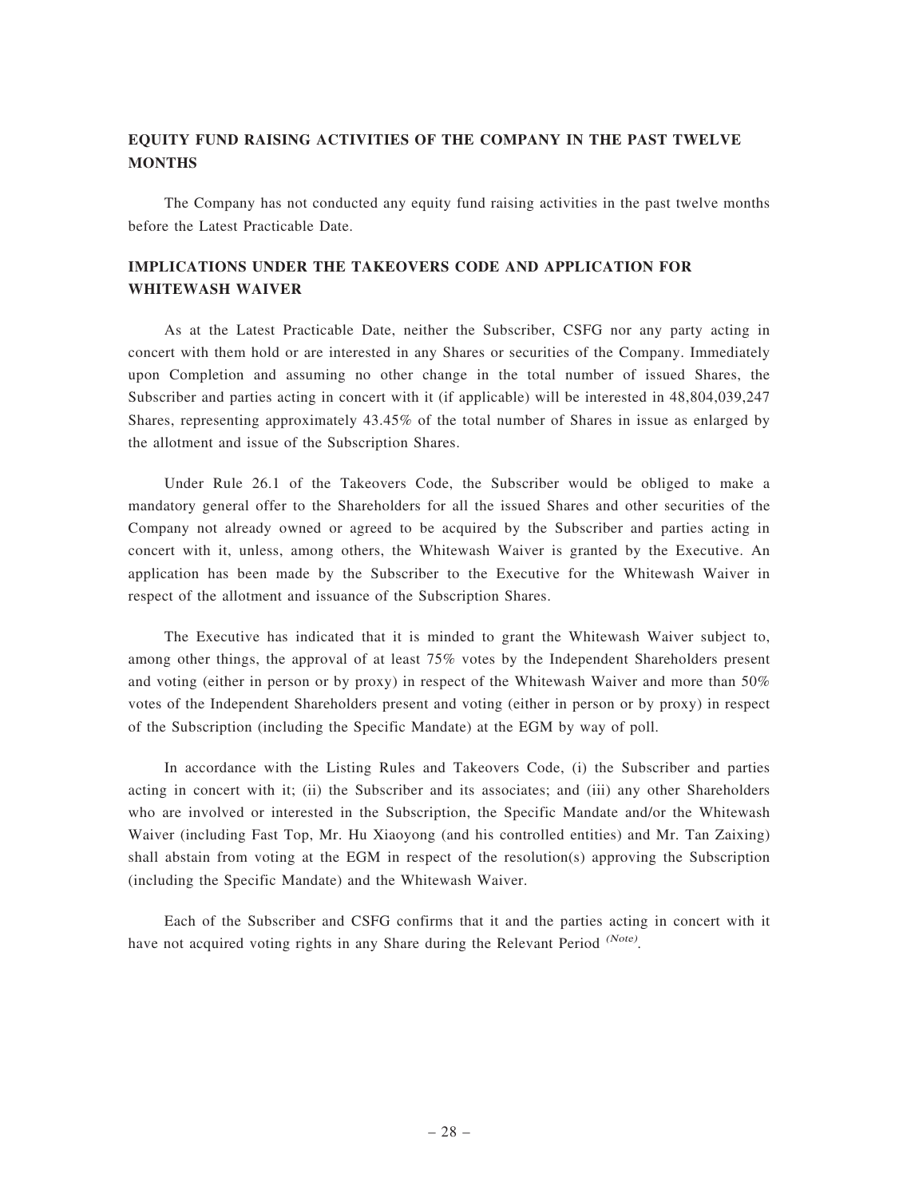## EQUITY FUND RAISING ACTIVITIES OF THE COMPANY IN THE PAST TWELVE MONTHS

The Company has not conducted any equity fund raising activities in the past twelve months before the Latest Practicable Date.

## IMPLICATIONS UNDER THE TAKEOVERS CODE AND APPLICATION FOR WHITEWASH WAIVER

As at the Latest Practicable Date, neither the Subscriber, CSFG nor any party acting in concert with them hold or are interested in any Shares or securities of the Company. Immediately upon Completion and assuming no other change in the total number of issued Shares, the Subscriber and parties acting in concert with it (if applicable) will be interested in 48,804,039,247 Shares, representing approximately 43.45% of the total number of Shares in issue as enlarged by the allotment and issue of the Subscription Shares.

Under Rule 26.1 of the Takeovers Code, the Subscriber would be obliged to make a mandatory general offer to the Shareholders for all the issued Shares and other securities of the Company not already owned or agreed to be acquired by the Subscriber and parties acting in concert with it, unless, among others, the Whitewash Waiver is granted by the Executive. An application has been made by the Subscriber to the Executive for the Whitewash Waiver in respect of the allotment and issuance of the Subscription Shares.

The Executive has indicated that it is minded to grant the Whitewash Waiver subject to, among other things, the approval of at least 75% votes by the Independent Shareholders present and voting (either in person or by proxy) in respect of the Whitewash Waiver and more than 50% votes of the Independent Shareholders present and voting (either in person or by proxy) in respect of the Subscription (including the Specific Mandate) at the EGM by way of poll.

In accordance with the Listing Rules and Takeovers Code, (i) the Subscriber and parties acting in concert with it; (ii) the Subscriber and its associates; and (iii) any other Shareholders who are involved or interested in the Subscription, the Specific Mandate and/or the Whitewash Waiver (including Fast Top, Mr. Hu Xiaoyong (and his controlled entities) and Mr. Tan Zaixing) shall abstain from voting at the EGM in respect of the resolution(s) approving the Subscription (including the Specific Mandate) and the Whitewash Waiver.

Each of the Subscriber and CSFG confirms that it and the parties acting in concert with it have not acquired voting rights in any Share during the Relevant Period *(Note)*.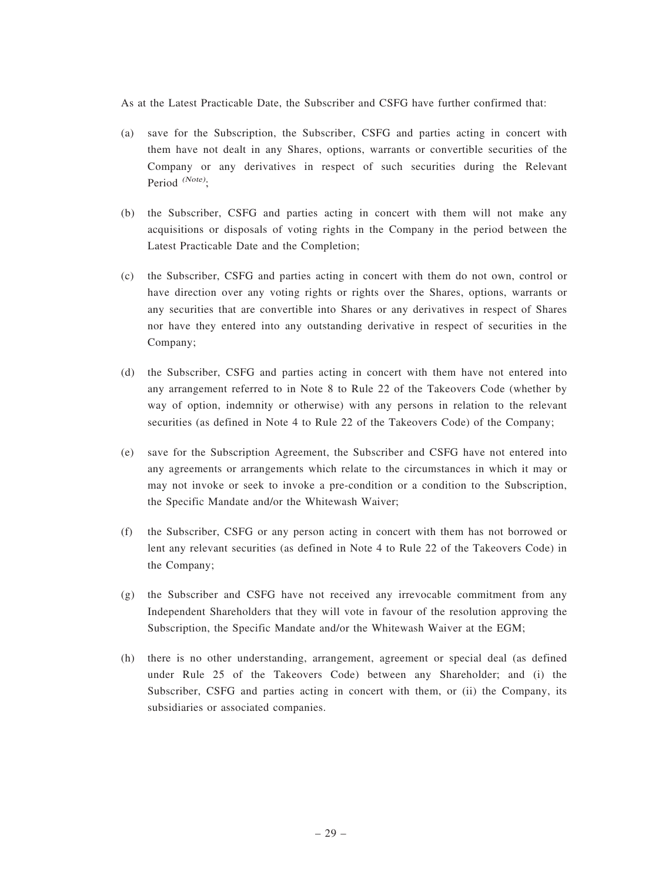As at the Latest Practicable Date, the Subscriber and CSFG have further confirmed that:

(a) save for the Subscription, the Subscriber, CSFG and parties acting in concert with them have not dealt in any Shares, options, warrants or convertible securities of the Company or any derivatives in respect of such securities during the Relevant Period *(Note)*;

(b) the Subscriber, CSFG and parties acting in concert with them will not make any acquisitions or disposals of voting rights in the Company in the period between the Latest Practicable Date and the Completion;

(c) the Subscriber, CSFG and parties acting in concert with them do not own, control or have direction over any voting rights or rights over the Shares, options, warrants or any securities that are convertible into Shares or any derivatives in respect of Shares nor have they entered into any outstanding derivative in respect of securities in the Company;

(d) the Subscriber, CSFG and parties acting in concert with them have not entered into any arrangement referred to in Note 8 to Rule 22 of the Takeovers Code (whether by way of option, indemnity or otherwise) with any persons in relation to the relevant securities (as defined in Note 4 to Rule 22 of the Takeovers Code) of the Company;

(e) save for the Subscription Agreement, the Subscriber and CSFG have not entered into any agreements or arrangements which relate to the circumstances in which it may or may not invoke or seek to invoke a pre-condition or a condition to the Subscription, the Specific Mandate and/or the Whitewash Waiver;

(f) the Subscriber, CSFG or any person acting in concert with them has not borrowed or lent any relevant securities (as defined in Note 4 to Rule 22 of the Takeovers Code) in the Company;

(g) the Subscriber and CSFG have not received any irrevocable commitment from any Independent Shareholders that they will vote in favour of the resolution approving the Subscription, the Specific Mandate and/or the Whitewash Waiver at the EGM;

(h) there is no other understanding, arrangement, agreement or special deal (as defined under Rule 25 of the Takeovers Code) between any Shareholder; and (i) the Subscriber, CSFG and parties acting in concert with them, or (ii) the Company, its subsidiaries or associated companies.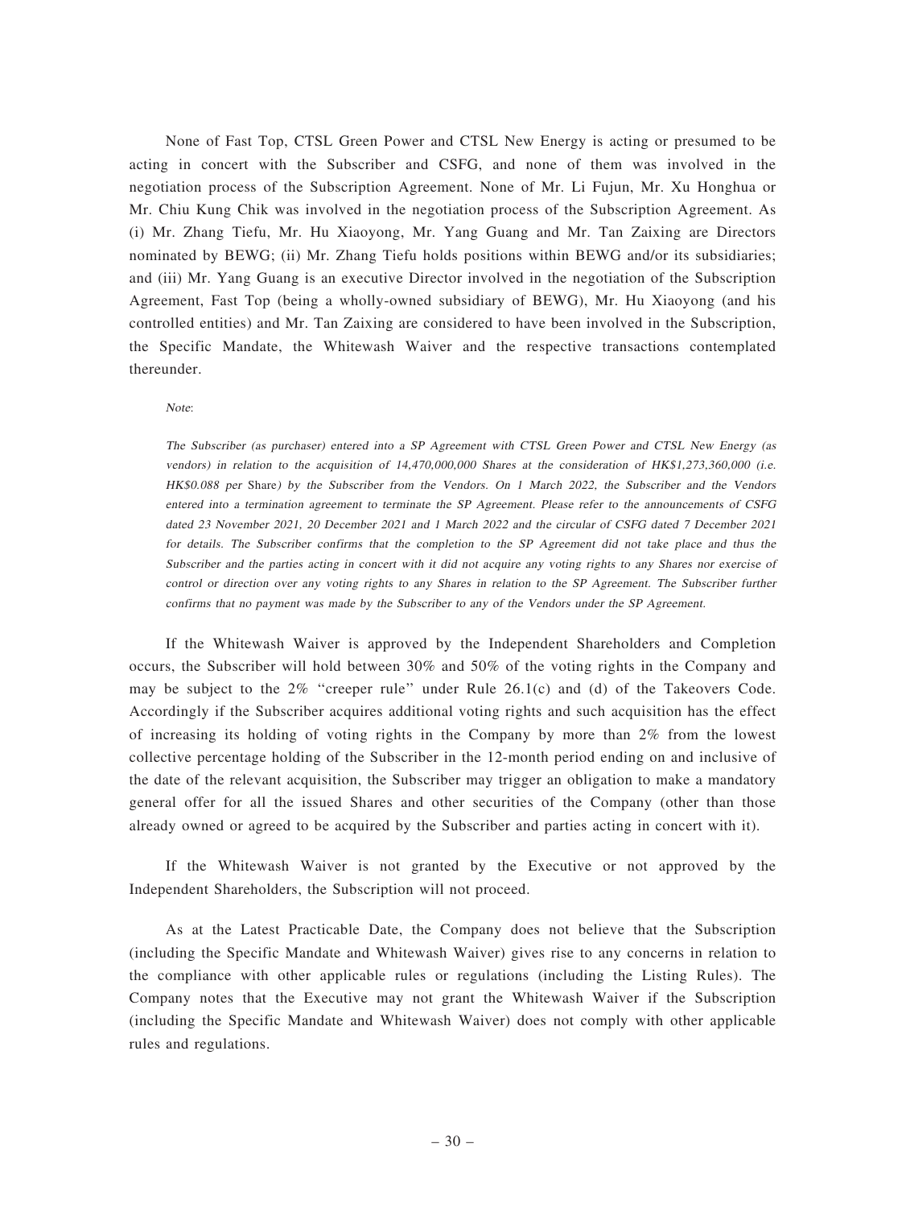None of Fast Top, CTSL Green Power and CTSL New Energy is acting or presumed to be acting in concert with the Subscriber and CSFG, and none of them was involved in the negotiation process of the Subscription Agreement. None of Mr. Li Fujun, Mr. Xu Honghua or Mr. Chiu Kung Chik was involved in the negotiation process of the Subscription Agreement. As (i) Mr. Zhang Tiefu, Mr. Hu Xiaoyong, Mr. Yang Guang and Mr. Tan Zaixing are Directors nominated by BEWG; (ii) Mr. Zhang Tiefu holds positions within BEWG and/or its subsidiaries; and (iii) Mr. Yang Guang is an executive Director involved in the negotiation of the Subscription Agreement, Fast Top (being a wholly-owned subsidiary of BEWG), Mr. Hu Xiaoyong (and his controlled entities) and Mr. Tan Zaixing are considered to have been involved in the Subscription, the Specific Mandate, the Whitewash Waiver and the respective transactions contemplated thereunder.

*Note:*

*The Subscriber (as purchaser) entered into a SP Agreement with CTSL Green Power and CTSL New Energy (as vendors) in relation to the acquisition of 14,470,000,000 Shares at the consideration of HK$1,273,360,000 (i.e. HK$0.088 per Share) by the Subscriber from the Vendors. On 1 March 2022, the Subscriber and the Vendors entered into a termination agreement to terminate the SP Agreement. Please refer to the announcements of CSFG dated 23 November 2021, 20 December 2021 and 1 March 2022 and the circular of CSFG dated 7 December 2021 for details. The Subscriber confirms that the completion to the SP Agreement did not take place and thus the Subscriber and the parties acting in concert with it did not acquire any voting rights to any Shares nor exercise of control or direction over any voting rights to any Shares in relation to the SP Agreement. The Subscriber further confirms that no payment was made by the Subscriber to any of the Vendors under the SP Agreement.*

If the Whitewash Waiver is approved by the Independent Shareholders and Completion occurs, the Subscriber will hold between 30% and 50% of the voting rights in the Company and may be subject to the 2% "creeper rule" under Rule 26.1(c) and (d) of the Takeovers Code. Accordingly if the Subscriber acquires additional voting rights and such acquisition has the effect of increasing its holding of voting rights in the Company by more than 2% from the lowest collective percentage holding of the Subscriber in the 12-month period ending on and inclusive of the date of the relevant acquisition, the Subscriber may trigger an obligation to make a mandatory general offer for all the issued Shares and other securities of the Company (other than those already owned or agreed to be acquired by the Subscriber and parties acting in concert with it).

If the Whitewash Waiver is not granted by the Executive or not approved by the Independent Shareholders, the Subscription will not proceed.

As at the Latest Practicable Date, the Company does not believe that the Subscription (including the Specific Mandate and Whitewash Waiver) gives rise to any concerns in relation to the compliance with other applicable rules or regulations (including the Listing Rules). The Company notes that the Executive may not grant the Whitewash Waiver if the Subscription (including the Specific Mandate and Whitewash Waiver) does not comply with other applicable rules and regulations.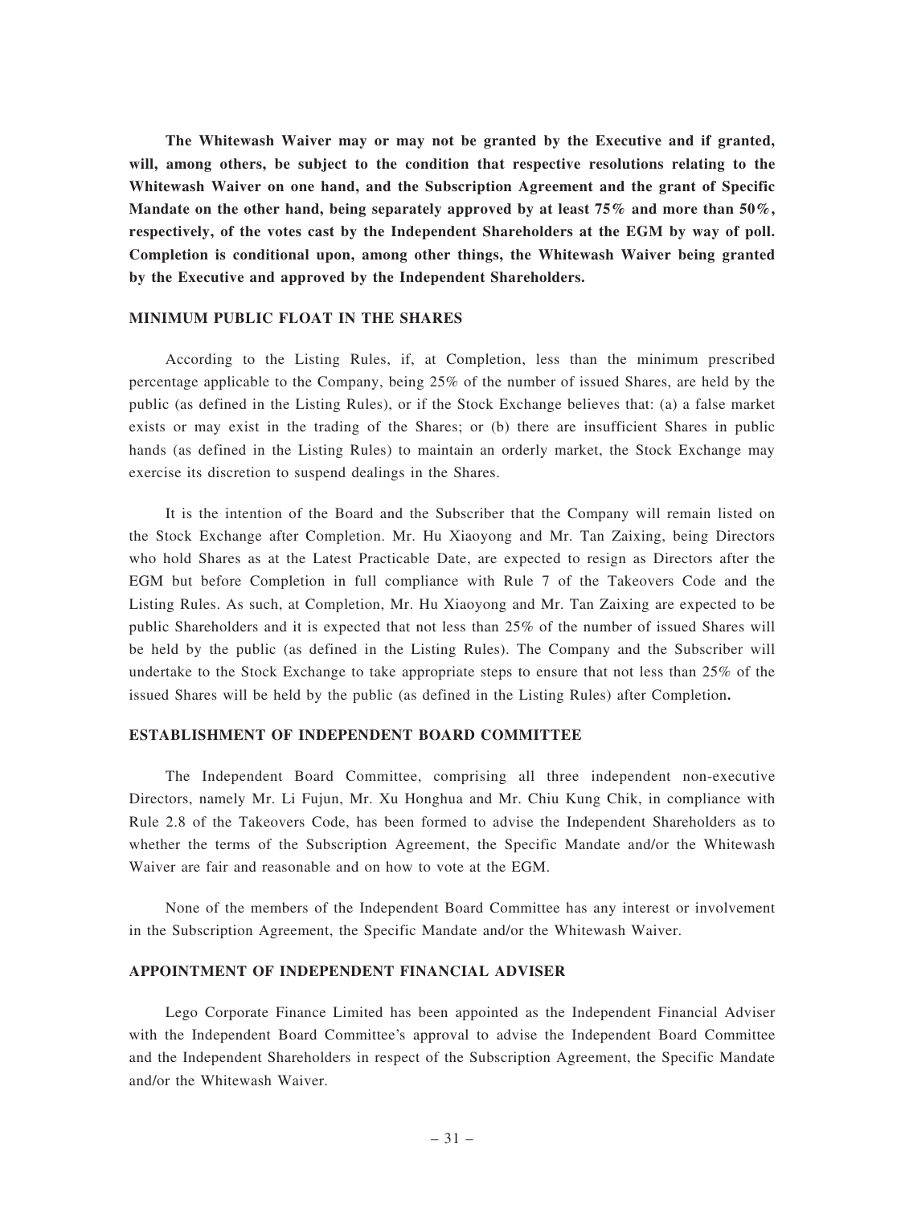**The Whitewash Waiver may or may not be granted by the Executive and if granted, will, among others, be subject to the condition that respective resolutions relating to the Whitewash Waiver on one hand, and the Subscription Agreement and the grant of Specific Mandate on the other hand, being separately approved by at least 75% and more than 50%, respectively, of the votes cast by the Independent Shareholders at the EGM by way of poll. Completion is conditional upon, among other things, the Whitewash Waiver being granted by the Executive and approved by the Independent Shareholders.**

## MINIMUM PUBLIC FLOAT IN THE SHARES

According to the Listing Rules, if, at Completion, less than the minimum prescribed percentage applicable to the Company, being 25% of the number of issued Shares, are held by the public (as defined in the Listing Rules), or if the Stock Exchange believes that: (a) a false market exists or may exist in the trading of the Shares; or (b) there are insufficient Shares in public hands (as defined in the Listing Rules) to maintain an orderly market, the Stock Exchange may exercise its discretion to suspend dealings in the Shares.

It is the intention of the Board and the Subscriber that the Company will remain listed on the Stock Exchange after Completion. Mr. Hu Xiaoyong and Mr. Tan Zaixing, being Directors who hold Shares as at the Latest Practicable Date, are expected to resign as Directors after the EGM but before Completion in full compliance with Rule 7 of the Takeovers Code and the Listing Rules. As such, at Completion, Mr. Hu Xiaoyong and Mr. Tan Zaixing are expected to be public Shareholders and it is expected that not less than 25% of the number of issued Shares will be held by the public (as defined in the Listing Rules). The Company and the Subscriber will undertake to the Stock Exchange to take appropriate steps to ensure that not less than 25% of the issued Shares will be held by the public (as defined in the Listing Rules) after Completion**.**

## ESTABLISHMENT OF INDEPENDENT BOARD COMMITTEE

The Independent Board Committee, comprising all three independent non-executive Directors, namely Mr. Li Fujun, Mr. Xu Honghua and Mr. Chiu Kung Chik, in compliance with Rule 2.8 of the Takeovers Code, has been formed to advise the Independent Shareholders as to whether the terms of the Subscription Agreement, the Specific Mandate and/or the Whitewash Waiver are fair and reasonable and on how to vote at the EGM.

None of the members of the Independent Board Committee has any interest or involvement in the Subscription Agreement, the Specific Mandate and/or the Whitewash Waiver.

## APPOINTMENT OF INDEPENDENT FINANCIAL ADVISER

Lego Corporate Finance Limited has been appointed as the Independent Financial Adviser with the Independent Board Committee's approval to advise the Independent Board Committee and the Independent Shareholders in respect of the Subscription Agreement, the Specific Mandate and/or the Whitewash Waiver.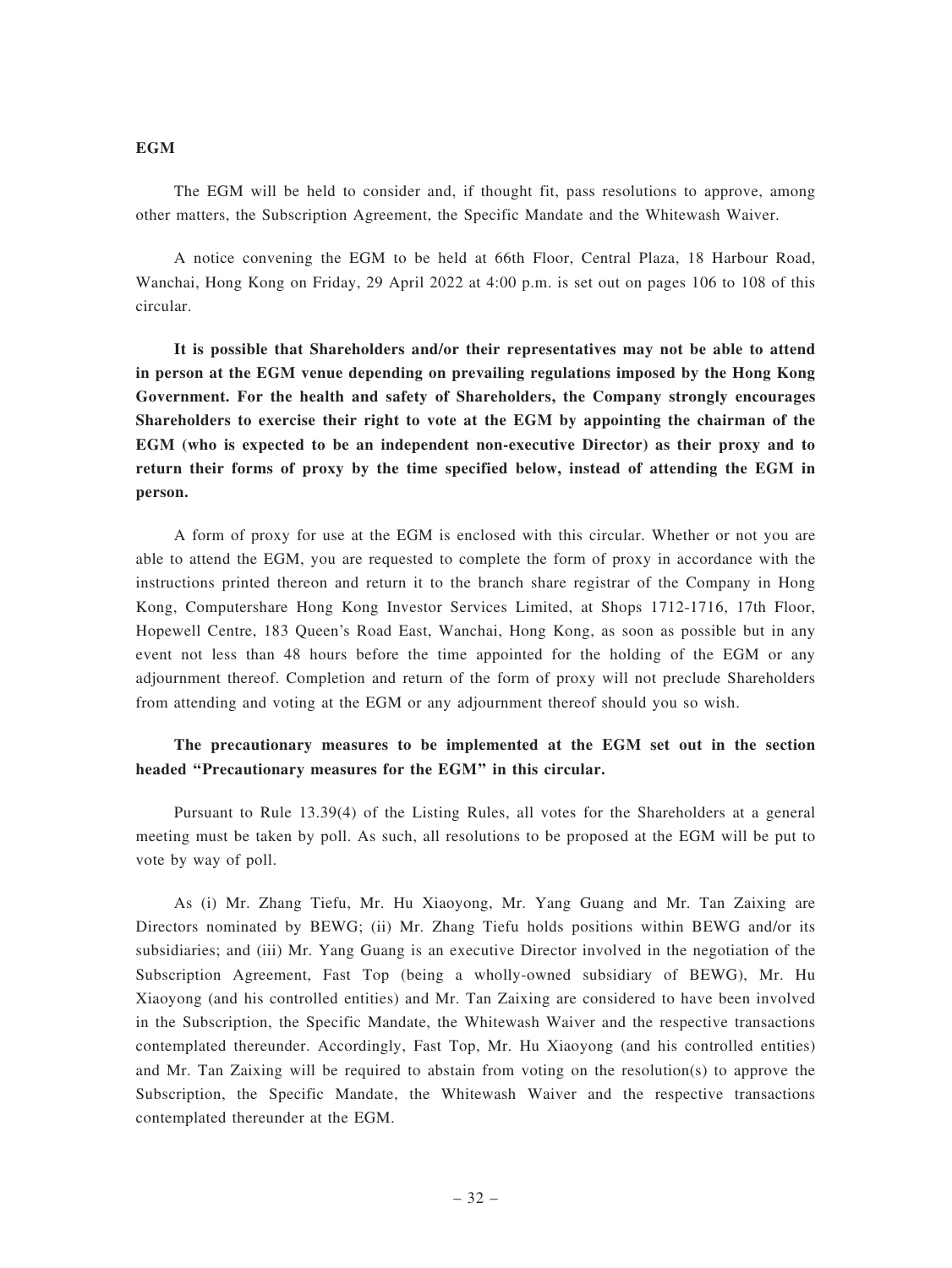**EGM**

The EGM will be held to consider and, if thought fit, pass resolutions to approve, among other matters, the Subscription Agreement, the Specific Mandate and the Whitewash Waiver.

A notice convening the EGM to be held at 66th Floor, Central Plaza, 18 Harbour Road, Wanchai, Hong Kong on Friday, 29 April 2022 at 4:00 p.m. is set out on pages 106 to 108 of this circular.

**It is possible that Shareholders and/or their representatives may not be able to attend in person at the EGM venue depending on prevailing regulations imposed by the Hong Kong Government. For the health and safety of Shareholders, the Company strongly encourages Shareholders to exercise their right to vote at the EGM by appointing the chairman of the EGM (who is expected to be an independent non-executive Director) as their proxy and to return their forms of proxy by the time specified below, instead of attending the EGM in person.**

A form of proxy for use at the EGM is enclosed with this circular. Whether or not you are able to attend the EGM, you are requested to complete the form of proxy in accordance with the instructions printed thereon and return it to the branch share registrar of the Company in Hong Kong, Computershare Hong Kong Investor Services Limited, at Shops 1712-1716, 17th Floor, Hopewell Centre, 183 Queen's Road East, Wanchai, Hong Kong, as soon as possible but in any event not less than 48 hours before the time appointed for the holding of the EGM or any adjournment thereof. Completion and return of the form of proxy will not preclude Shareholders from attending and voting at the EGM or any adjournment thereof should you so wish.

**The precautionary measures to be implemented at the EGM set out in the section headed "Precautionary measures for the EGM" in this circular.**

Pursuant to Rule 13.39(4) of the Listing Rules, all votes for the Shareholders at a general meeting must be taken by poll. As such, all resolutions to be proposed at the EGM will be put to vote by way of poll.

As (i) Mr. Zhang Tiefu, Mr. Hu Xiaoyong, Mr. Yang Guang and Mr. Tan Zaixing are Directors nominated by BEWG; (ii) Mr. Zhang Tiefu holds positions within BEWG and/or its subsidiaries; and (iii) Mr. Yang Guang is an executive Director involved in the negotiation of the Subscription Agreement, Fast Top (being a wholly-owned subsidiary of BEWG), Mr. Hu Xiaoyong (and his controlled entities) and Mr. Tan Zaixing are considered to have been involved in the Subscription, the Specific Mandate, the Whitewash Waiver and the respective transactions contemplated thereunder. Accordingly, Fast Top, Mr. Hu Xiaoyong (and his controlled entities) and Mr. Tan Zaixing will be required to abstain from voting on the resolution(s) to approve the Subscription, the Specific Mandate, the Whitewash Waiver and the respective transactions contemplated thereunder at the EGM.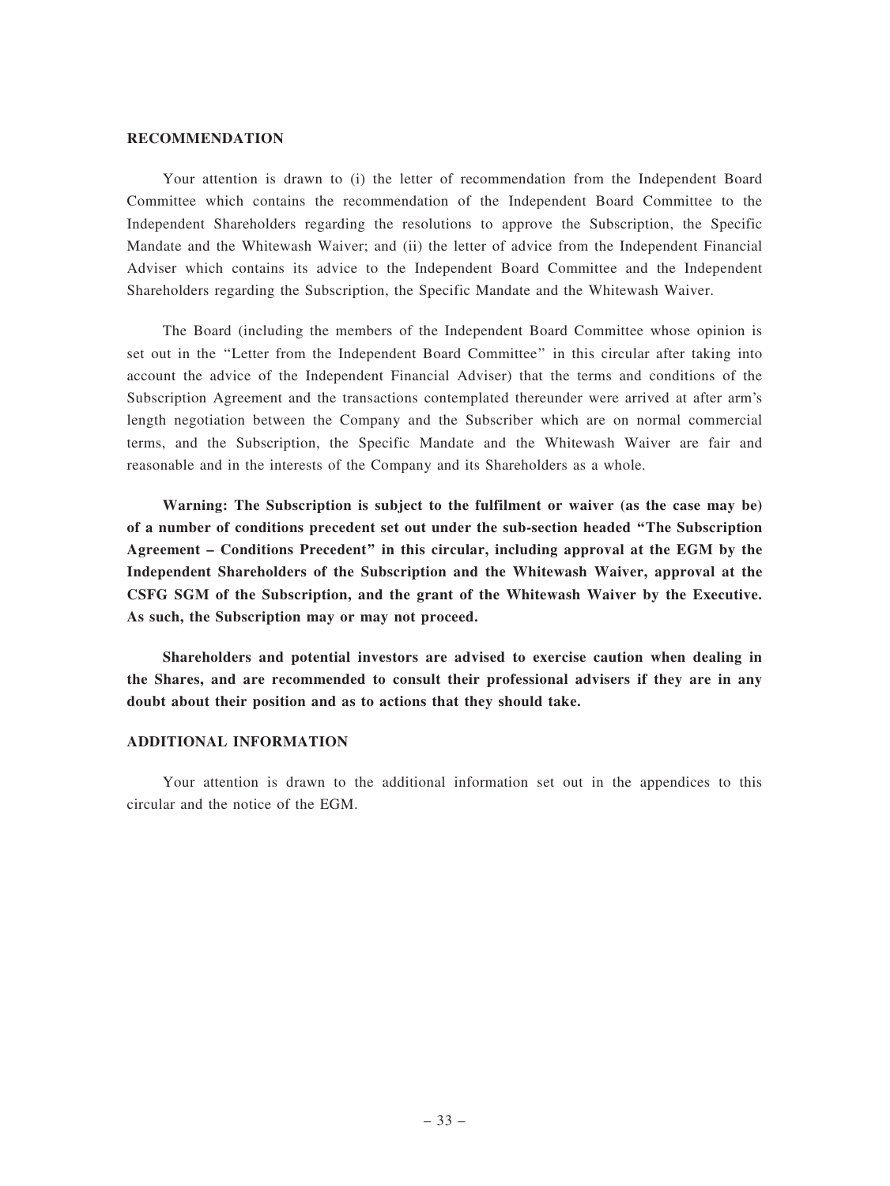## RECOMMENDATION

Your attention is drawn to (i) the letter of recommendation from the Independent Board Committee which contains the recommendation of the Independent Board Committee to the Independent Shareholders regarding the resolutions to approve the Subscription, the Specific Mandate and the Whitewash Waiver; and (ii) the letter of advice from the Independent Financial Adviser which contains its advice to the Independent Board Committee and the Independent Shareholders regarding the Subscription, the Specific Mandate and the Whitewash Waiver.

The Board (including the members of the Independent Board Committee whose opinion is set out in the "Letter from the Independent Board Committee" in this circular after taking into account the advice of the Independent Financial Adviser) that the terms and conditions of the Subscription Agreement and the transactions contemplated thereunder were arrived at after arm's length negotiation between the Company and the Subscriber which are on normal commercial terms, and the Subscription, the Specific Mandate and the Whitewash Waiver are fair and reasonable and in the interests of the Company and its Shareholders as a whole.

**Warning: The Subscription is subject to the fulfilment or waiver (as the case may be) of a number of conditions precedent set out under the sub-section headed "The Subscription Agreement – Conditions Precedent" in this circular, including approval at the EGM by the Independent Shareholders of the Subscription and the Whitewash Waiver, approval at the CSFG SGM of the Subscription, and the grant of the Whitewash Waiver by the Executive. As such, the Subscription may or may not proceed.**

**Shareholders and potential investors are advised to exercise caution when dealing in the Shares, and are recommended to consult their professional advisers if they are in any doubt about their position and as to actions that they should take.**

## ADDITIONAL INFORMATION

Your attention is drawn to the additional information set out in the appendices to this circular and the notice of the EGM.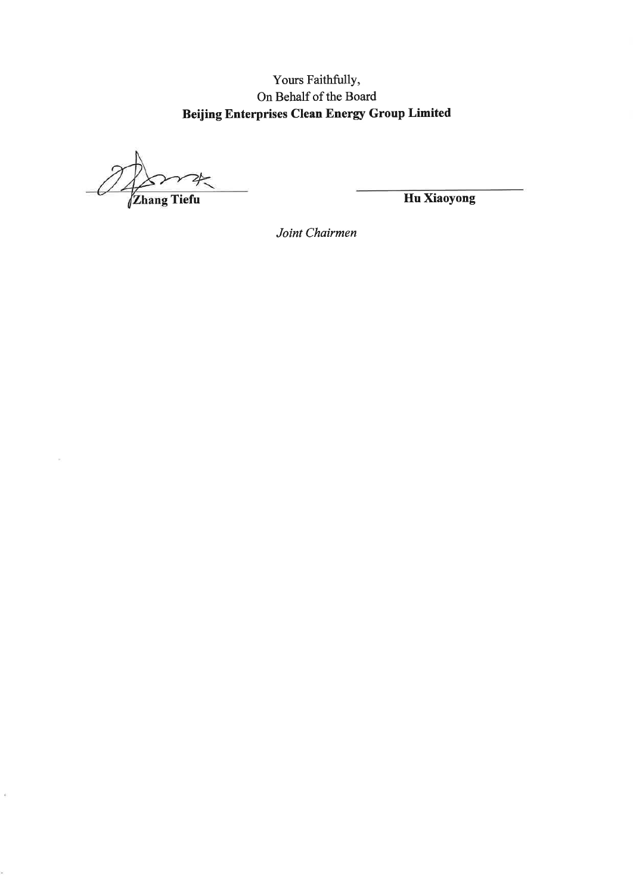Yours Faithfully,
On Behalf of the Board
**Beijing Enterprises Clean Energy Group Limited**

**Zhang Tiefu**

**Hu Xiaoyong**

*Joint Chairmen*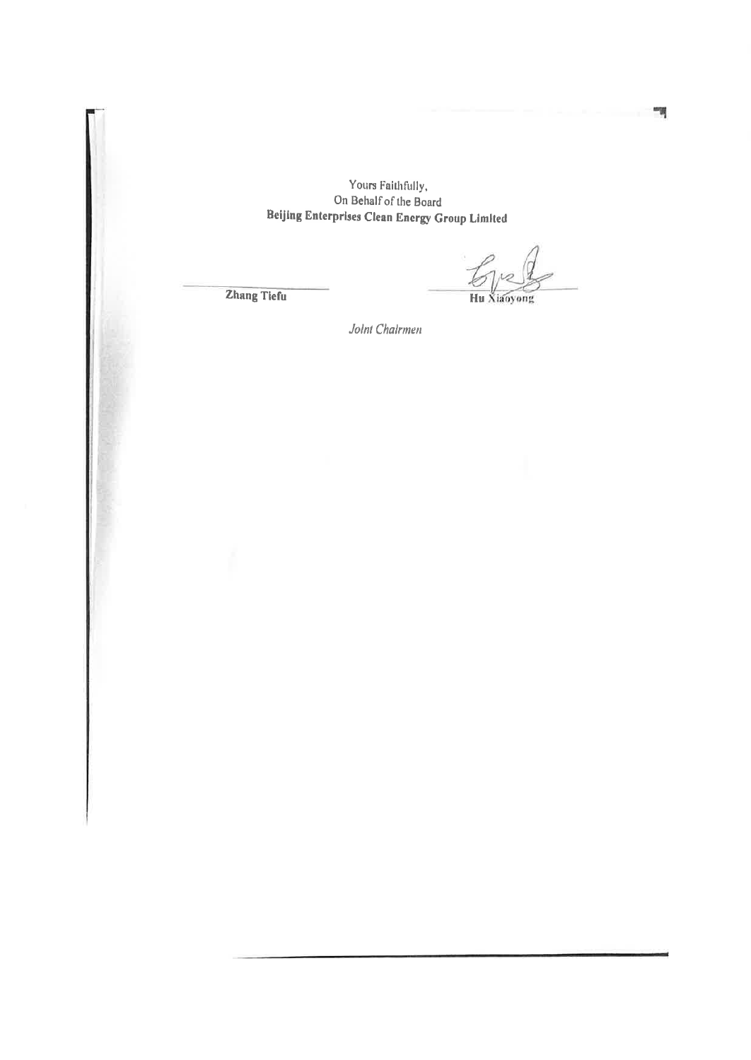Yours Faithfully,
On Behalf of the Board
**Beijing Enterprises Clean Energy Group Limited**

**Zhang Tiefu** **Hu Xiaoyong**

*Joint Chairmen*